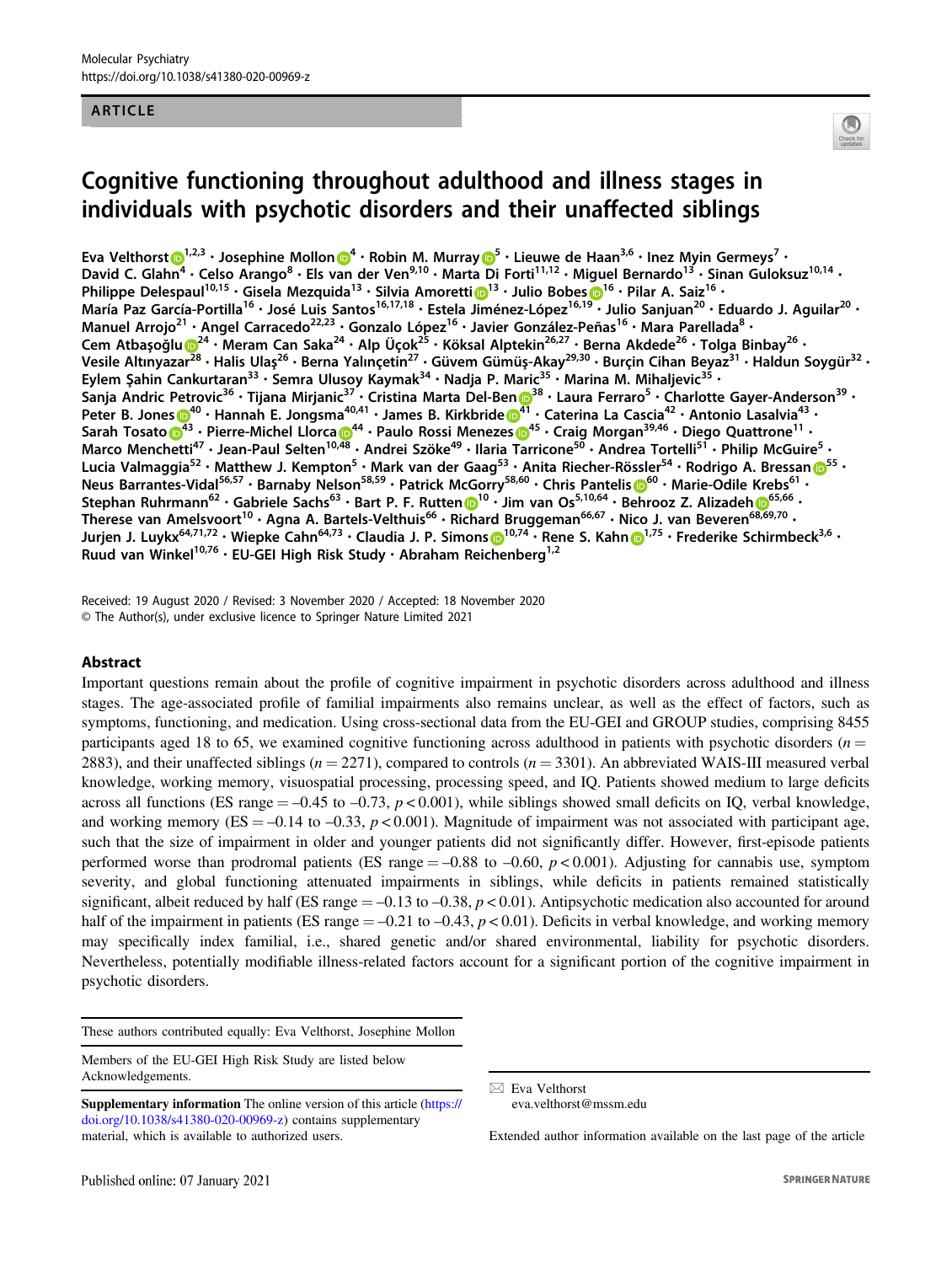Molecular Psychiatry
https://doi.org/10.1038/s41380-020-00969-z

ARTICLE

# Cognitive functioning throughout adulthood and illness stages in individuals with psychotic disorders and their unaffected siblings

Eva Velthorst[1,2,3] · Josephine Mollon[4] · Robin M. Murray[5] · Lieuwe de Haan[3,6] · Inez Myin Germeys[7] · David C. Glahn[4] · Celso Arango[8] · Els van der Ven[9,10] · Marta Di Forti[11,12] · Miguel Bernardo[13] · Sinan Guloksuz[10,14] · Philippe Delespaul[10,15] · Gisela Mezquida[13] · Silvia Amoretti[13] · Julio Bobes[16] · Pilar A. Saiz[16] · María Paz García-Portilla[16] · José Luis Santos[16,17,18] · Estela Jiménez-López[16,19] · Julio Sanjuan[20] · Eduardo J. Aguilar[20] · Manuel Arrojo[21] · Angel Carracedo[22,23] · Gonzalo López[16] · Javier González-Peñas[16] · Mara Parellada[8] · Cem Atbaşoğlu[24] · Meram Can Saka[24] · Alp Üçok[25] · Köksal Alptekin[26,27] · Berna Akdede[26] · Tolga Binbay[26] · Vesile Altınyazar[28] · Halis Ulaş[26] · Berna Yalınçetin[27] · Güvem Gümüş-Akay[29,30] · Burçin Cihan Beyaz[31] · Haldun Soygür[32] · Eylem Şahin Cankurtaran[33] · Semra Ulusoy Kaymak[34] · Nadja P. Maric[35] · Marina M. Mihaljevic[35] · Sanja Andric Petrovic[36] · Tijana Mirjanic[37] · Cristina Marta Del-Ben[38] · Laura Ferraro[5] · Charlotte Gayer-Anderson[39] · Peter B. Jones[40] · Hannah E. Jongsma[40,41] · James B. Kirkbride[41] · Caterina La Cascia[42] · Antonio Lasalvia[43] · Sarah Tosato[43] · Pierre-Michel Llorca[44] · Paulo Rossi Menezes[45] · Craig Morgan[39,46] · Diego Quattrone[11] · Marco Menchetti[47] · Jean-Paul Selten[10,48] · Andrei Szöke[49] · Ilaria Tarricone[50] · Andrea Tortelli[51] · Philip McGuire[5] · Lucia Valmaggia[52] · Matthew J. Kempton[5] · Mark van der Gaag[53] · Anita Riecher-Rössler[54] · Rodrigo A. Bressan[55] · Neus Barrantes-Vidal[56,57] · Barnaby Nelson[58,59] · Patrick McGorry[58,60] · Chris Pantelis[60] · Marie-Odile Krebs[61] · Stephan Ruhrmann[62] · Gabriele Sachs[63] · Bart P. F. Rutten[10] · Jim van Os[5,10,64] · Behrooz Z. Alizadeh[65,66] · Therese van Amelsvoort[10] · Agna A. Bartels-Velthuis[66] · Richard Bruggeman[66,67] · Nico J. van Beveren[68,69,70] · Jurjen J. Luykx[64,71,72] · Wiepke Cahn[64,73] · Claudia J. P. Simons[10,74] · Rene S. Kahn[1,75] · Frederike Schirmbeck[3,6] · Ruud van Winkel[10,76] · EU-GEI High Risk Study · Abraham Reichenberg[1,2]

Received: 19 August 2020 / Revised: 3 November 2020 / Accepted: 18 November 2020
© The Author(s), under exclusive licence to Springer Nature Limited 2021

## Abstract

Important questions remain about the profile of cognitive impairment in psychotic disorders across adulthood and illness stages. The age-associated profile of familial impairments also remains unclear, as well as the effect of factors, such as symptoms, functioning, and medication. Using cross-sectional data from the EU-GEI and GROUP studies, comprising 8455 participants aged 18 to 65, we examined cognitive functioning across adulthood in patients with psychotic disorders ($n = 2883$), and their unaffected siblings ($n = 2271$), compared to controls ($n = 3301$). An abbreviated WAIS-III measured verbal knowledge, working memory, visuospatial processing, processing speed, and IQ. Patients showed medium to large deficits across all functions (ES range = –0.45 to –0.73, $p < 0.001$), while siblings showed small deficits on IQ, verbal knowledge, and working memory (ES = –0.14 to –0.33, $p < 0.001$). Magnitude of impairment was not associated with participant age, such that the size of impairment in older and younger patients did not significantly differ. However, first-episode patients performed worse than prodromal patients (ES range = –0.88 to –0.60, $p < 0.001$). Adjusting for cannabis use, symptom severity, and global functioning attenuated impairments in siblings, while deficits in patients remained statistically significant, albeit reduced by half (ES range = –0.13 to –0.38, $p < 0.01$). Antipsychotic medication also accounted for around half of the impairment in patients (ES range = –0.21 to –0.43, $p < 0.01$). Deficits in verbal knowledge, and working memory may specifically index familial, i.e., shared genetic and/or shared environmental, liability for psychotic disorders. Nevertheless, potentially modifiable illness-related factors account for a significant portion of the cognitive impairment in psychotic disorders.

---

These authors contributed equally: Eva Velthorst, Josephine Mollon

Members of the EU-GEI High Risk Study are listed below Acknowledgements.

**Supplementary information** The online version of this article (https://doi.org/10.1038/s41380-020-00969-z) contains supplementary material, which is available to authorized users.

✉ Eva Velthorst
eva.velthorst@mssm.edu

Extended author information available on the last page of the article

Published online: 07 January 2021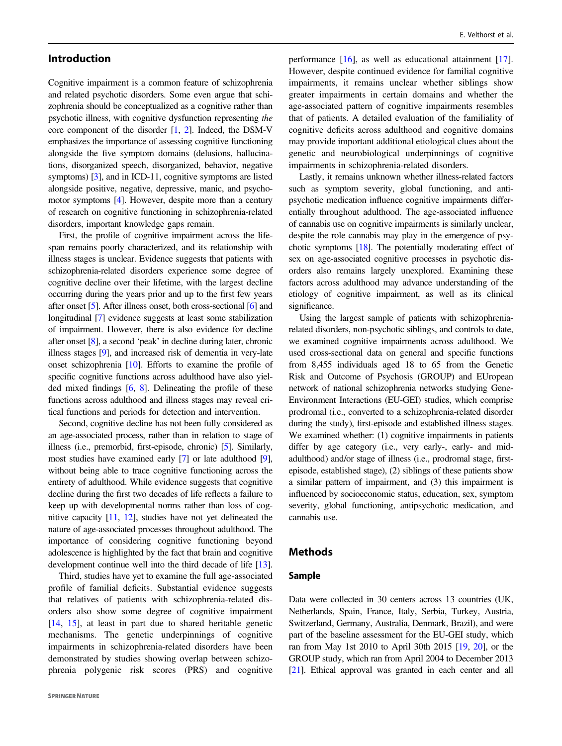## Introduction

Cognitive impairment is a common feature of schizophrenia and related psychotic disorders. Some even argue that schizophrenia should be conceptualized as a cognitive rather than psychotic illness, with cognitive dysfunction representing *the* core component of the disorder [1, 2]. Indeed, the DSM-V emphasizes the importance of assessing cognitive functioning alongside the five symptom domains (delusions, hallucinations, disorganized speech, disorganized, behavior, negative symptoms) [3], and in ICD-11, cognitive symptoms are listed alongside positive, negative, depressive, manic, and psychomotor symptoms [4]. However, despite more than a century of research on cognitive functioning in schizophrenia-related disorders, important knowledge gaps remain.

First, the profile of cognitive impairment across the lifespan remains poorly characterized, and its relationship with illness stages is unclear. Evidence suggests that patients with schizophrenia-related disorders experience some degree of cognitive decline over their lifetime, with the largest decline occurring during the years prior and up to the first few years after onset [5]. After illness onset, both cross-sectional [6] and longitudinal [7] evidence suggests at least some stabilization of impairment. However, there is also evidence for decline after onset [8], a second 'peak' in decline during later, chronic illness stages [9], and increased risk of dementia in very-late onset schizophrenia [10]. Efforts to examine the profile of specific cognitive functions across adulthood have also yielded mixed findings [6, 8]. Delineating the profile of these functions across adulthood and illness stages may reveal critical functions and periods for detection and intervention.

Second, cognitive decline has not been fully considered as an age-associated process, rather than in relation to stage of illness (i.e., premorbid, first-episode, chronic) [5]. Similarly, most studies have examined early [7] or late adulthood [9], without being able to trace cognitive functioning across the entirety of adulthood. While evidence suggests that cognitive decline during the first two decades of life reflects a failure to keep up with developmental norms rather than loss of cognitive capacity [11, 12], studies have not yet delineated the nature of age-associated processes throughout adulthood. The importance of considering cognitive functioning beyond adolescence is highlighted by the fact that brain and cognitive development continue well into the third decade of life [13].

Third, studies have yet to examine the full age-associated profile of familial deficits. Substantial evidence suggests that relatives of patients with schizophrenia-related disorders also show some degree of cognitive impairment [14, 15], at least in part due to shared heritable genetic mechanisms. The genetic underpinnings of cognitive impairments in schizophrenia-related disorders have been demonstrated by studies showing overlap between schizophrenia polygenic risk scores (PRS) and cognitive performance [16], as well as educational attainment [17]. However, despite continued evidence for familial cognitive impairments, it remains unclear whether siblings show greater impairments in certain domains and whether the age-associated pattern of cognitive impairments resembles that of patients. A detailed evaluation of the familiality of cognitive deficits across adulthood and cognitive domains may provide important additional etiological clues about the genetic and neurobiological underpinnings of cognitive impairments in schizophrenia-related disorders.

Lastly, it remains unknown whether illness-related factors such as symptom severity, global functioning, and antipsychotic medication influence cognitive impairments differentially throughout adulthood. The age-associated influence of cannabis use on cognitive impairments is similarly unclear, despite the role cannabis may play in the emergence of psychotic symptoms [18]. The potentially moderating effect of sex on age-associated cognitive processes in psychotic disorders also remains largely unexplored. Examining these factors across adulthood may advance understanding of the etiology of cognitive impairment, as well as its clinical significance.

Using the largest sample of patients with schizophrenia-related disorders, non-psychotic siblings, and controls to date, we examined cognitive impairments across adulthood. We used cross-sectional data on general and specific functions from 8,455 individuals aged 18 to 65 from the Genetic Risk and Outcome of Psychosis (GROUP) and EUropean network of national schizophrenia networks studying Gene-Environment Interactions (EU-GEI) studies, which comprise prodromal (i.e., converted to a schizophrenia-related disorder during the study), first-episode and established illness stages. We examined whether: (1) cognitive impairments in patients differ by age category (i.e., very early-, early- and mid-adulthood) and/or stage of illness (i.e., prodromal stage, first-episode, established stage), (2) siblings of these patients show a similar pattern of impairment, and (3) this impairment is influenced by socioeconomic status, education, sex, symptom severity, global functioning, antipsychotic medication, and cannabis use.

## Methods

### Sample

Data were collected in 30 centers across 13 countries (UK, Netherlands, Spain, France, Italy, Serbia, Turkey, Austria, Switzerland, Germany, Australia, Denmark, Brazil), and were part of the baseline assessment for the EU-GEI study, which ran from May 1st 2010 to April 30th 2015 [19, 20], or the GROUP study, which ran from April 2004 to December 2013 [21]. Ethical approval was granted in each center and all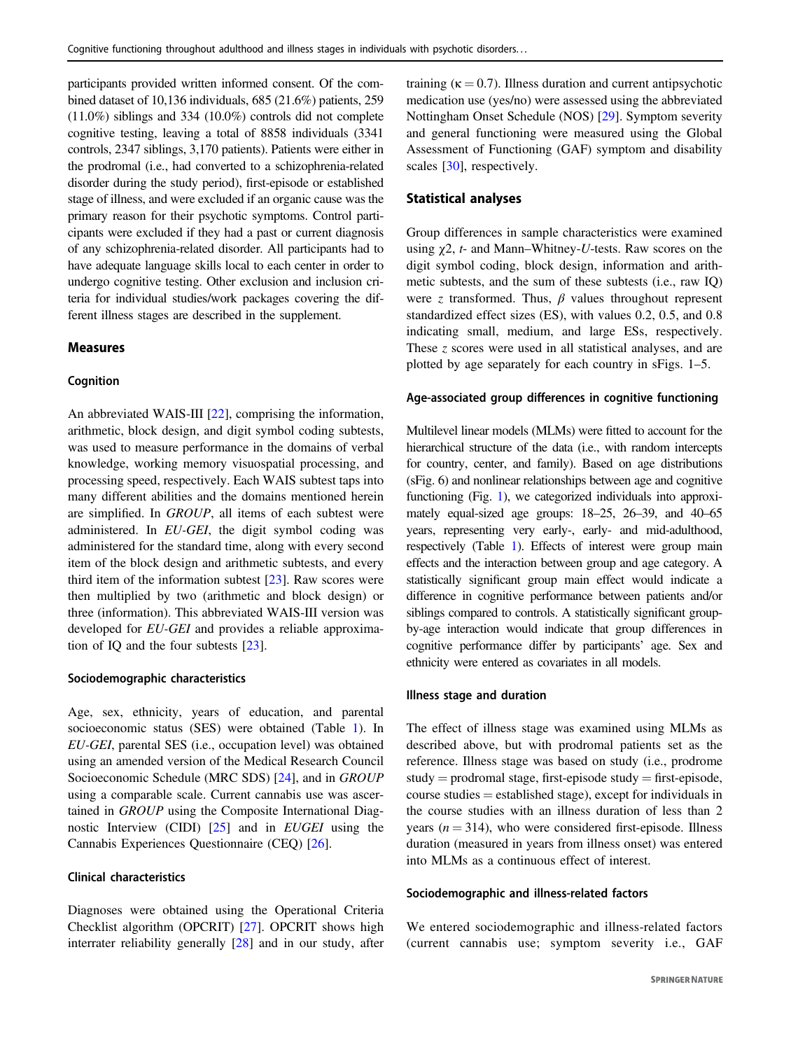participants provided written informed consent. Of the combined dataset of 10,136 individuals, 685 (21.6%) patients, 259 (11.0%) siblings and 334 (10.0%) controls did not complete cognitive testing, leaving a total of 8858 individuals (3341 controls, 2347 siblings, 3,170 patients). Patients were either in the prodromal (i.e., had converted to a schizophrenia-related disorder during the study period), first-episode or established stage of illness, and were excluded if an organic cause was the primary reason for their psychotic symptoms. Control participants were excluded if they had a past or current diagnosis of any schizophrenia-related disorder. All participants had to have adequate language skills local to each center in order to undergo cognitive testing. Other exclusion and inclusion criteria for individual studies/work packages covering the different illness stages are described in the supplement.

### Measures

#### Cognition

An abbreviated WAIS-III [22], comprising the information, arithmetic, block design, and digit symbol coding subtests, was used to measure performance in the domains of verbal knowledge, working memory visuospatial processing, and processing speed, respectively. Each WAIS subtest taps into many different abilities and the domains mentioned herein are simplified. In *GROUP*, all items of each subtest were administered. In *EU-GEI*, the digit symbol coding was administered for the standard time, along with every second item of the block design and arithmetic subtests, and every third item of the information subtest [23]. Raw scores were then multiplied by two (arithmetic and block design) or three (information). This abbreviated WAIS-III version was developed for *EU-GEI* and provides a reliable approximation of IQ and the four subtests [23].

#### Sociodemographic characteristics

Age, sex, ethnicity, years of education, and parental socioeconomic status (SES) were obtained (Table 1). In *EU-GEI*, parental SES (i.e., occupation level) was obtained using an amended version of the Medical Research Council Socioeconomic Schedule (MRC SDS) [24], and in *GROUP* using a comparable scale. Current cannabis use was ascertained in *GROUP* using the Composite International Diagnostic Interview (CIDI) [25] and in *EUGEI* using the Cannabis Experiences Questionnaire (CEQ) [26].

#### Clinical characteristics

Diagnoses were obtained using the Operational Criteria Checklist algorithm (OPCRIT) [27]. OPCRIT shows high interrater reliability generally [28] and in our study, after training ($\kappa = 0.7$). Illness duration and current antipsychotic medication use (yes/no) were assessed using the abbreviated Nottingham Onset Schedule (NOS) [29]. Symptom severity and general functioning were measured using the Global Assessment of Functioning (GAF) symptom and disability scales [30], respectively.

### Statistical analyses

Group differences in sample characteristics were examined using $\chi2$, *t*- and Mann–Whitney-*U*-tests. Raw scores on the digit symbol coding, block design, information and arithmetic subtests, and the sum of these subtests (i.e., raw IQ) were $z$ transformed. Thus, $\beta$ values throughout represent standardized effect sizes (ES), with values 0.2, 0.5, and 0.8 indicating small, medium, and large ESs, respectively. These $z$ scores were used in all statistical analyses, and are plotted by age separately for each country in sFigs. 1–5.

#### Age-associated group differences in cognitive functioning

Multilevel linear models (MLMs) were fitted to account for the hierarchical structure of the data (i.e., with random intercepts for country, center, and family). Based on age distributions (sFig. 6) and nonlinear relationships between age and cognitive functioning (Fig. 1), we categorized individuals into approximately equal-sized age groups: 18–25, 26–39, and 40–65 years, representing very early-, early- and mid-adulthood, respectively (Table 1). Effects of interest were group main effects and the interaction between group and age category. A statistically significant group main effect would indicate a difference in cognitive performance between patients and/or siblings compared to controls. A statistically significant group-by-age interaction would indicate that group differences in cognitive performance differ by participants' age. Sex and ethnicity were entered as covariates in all models.

#### Illness stage and duration

The effect of illness stage was examined using MLMs as described above, but with prodromal patients set as the reference. Illness stage was based on study (i.e., prodrome study = prodromal stage, first-episode study = first-episode, course studies = established stage), except for individuals in the course studies with an illness duration of less than 2 years ($n = 314$), who were considered first-episode. Illness duration (measured in years from illness onset) was entered into MLMs as a continuous effect of interest.

#### Sociodemographic and illness-related factors

We entered sociodemographic and illness-related factors (current cannabis use; symptom severity i.e., GAF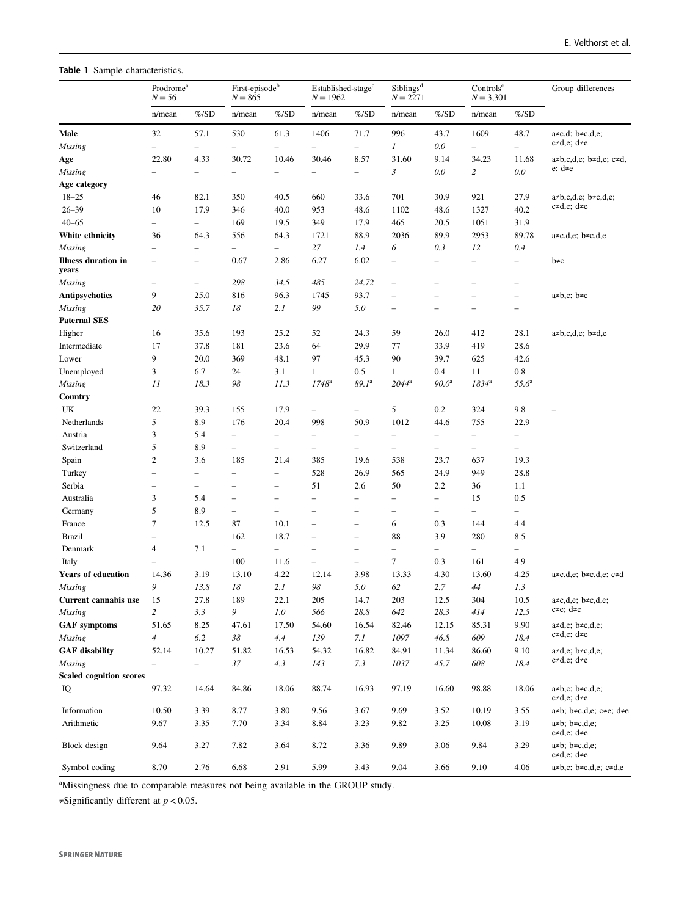**Table 1** Sample characteristics.

| | Prodrome[a] $N = 56$ | | First-episode[b] $N = 865$ | | Established-stage[c] $N = 1962$ | | Siblings[d] $N = 2271$ | | Controls[e] $N = 3,301$ | | Group differences |
|---|---|---|---|---|---|---|---|---|---|---|---|
| | n/mean | %/SD | n/mean | %/SD | n/mean | %/SD | n/mean | %/SD | n/mean | %/SD | |
| **Male** | 32 | 57.1 | 530 | 61.3 | 1406 | 71.7 | 996 | 43.7 | 1609 | 48.7 | a≠c,d; b≠c,d,e; c≠d,e; d≠e |
| *Missing* | – | – | – | – | – | – | *1* | *0.0* | – | – | |
| **Age** | 22.80 | 4.33 | 30.72 | 10.46 | 30.46 | 8.57 | 31.60 | 9.14 | 34.23 | 11.68 | a≠b,c,d,e; b≠d,e; c≠d, e; d≠e |
| *Missing* | – | – | – | – | – | – | *3* | *0.0* | *2* | *0.0* | |
| **Age category** | | | | | | | | | | | |
| 18–25 | 46 | 82.1 | 350 | 40.5 | 660 | 33.6 | 701 | 30.9 | 921 | 27.9 | a≠b,c,d,e; b≠c,d,e; c≠d,e; d≠e |
| 26–39 | 10 | 17.9 | 346 | 40.0 | 953 | 48.6 | 1102 | 48.6 | 1327 | 40.2 | |
| 40–65 | – | – | 169 | 19.5 | 349 | 17.9 | 465 | 20.5 | 1051 | 31.9 | |
| **White ethnicity** | 36 | 64.3 | 556 | 64.3 | 1721 | 88.9 | 2036 | 89.9 | 2953 | 89.78 | a≠c,d,e; b≠c,d,e |
| *Missing* | – | – | – | – | *27* | *1.4* | *6* | *0.3* | *12* | *0.4* | |
| **Illness duration in years** | – | – | 0.67 | 2.86 | 6.27 | 6.02 | – | – | – | – | b≠c |
| *Missing* | – | – | *298* | *34.5* | *485* | *24.72* | – | – | – | – | |
| **Antipsychotics** | 9 | 25.0 | 816 | 96.3 | 1745 | 93.7 | – | – | – | – | a≠b,c; b≠c |
| *Missing* | *20* | *35.7* | *18* | *2.1* | *99* | *5.0* | – | – | – | – | |
| **Paternal SES** | | | | | | | | | | | |
| Higher | 16 | 35.6 | 193 | 25.2 | 52 | 24.3 | 59 | 26.0 | 412 | 28.1 | a≠b,c,d,e; b≠d,e |
| Intermediate | 17 | 37.8 | 181 | 23.6 | 64 | 29.9 | 77 | 33.9 | 419 | 28.6 | |
| Lower | 9 | 20.0 | 369 | 48.1 | 97 | 45.3 | 90 | 39.7 | 625 | 42.6 | |
| Unemployed | 3 | 6.7 | 24 | 3.1 | 1 | 0.5 | 1 | 0.4 | 11 | 0.8 | |
| *Missing* | *11* | *18.3* | *98* | *11.3* | *1748*[a] | *89.1*[a] | *2044*[a] | *90.0*[a] | *1834*[a] | *55.6*[a] | |
| **Country** | | | | | | | | | | | |
| UK | 22 | 39.3 | 155 | 17.9 | – | – | 5 | 0.2 | 324 | 9.8 | – |
| Netherlands | 5 | 8.9 | 176 | 20.4 | 998 | 50.9 | 1012 | 44.6 | 755 | 22.9 | |
| Austria | 3 | 5.4 | – | – | – | – | – | – | – | – | |
| Switzerland | 5 | 8.9 | – | – | – | – | – | – | – | – | |
| Spain | 2 | 3.6 | 185 | 21.4 | 385 | 19.6 | 538 | 23.7 | 637 | 19.3 | |
| Turkey | – | – | – | – | 528 | 26.9 | 565 | 24.9 | 949 | 28.8 | |
| Serbia | – | – | – | – | 51 | 2.6 | 50 | 2.2 | 36 | 1.1 | |
| Australia | 3 | 5.4 | – | – | – | – | – | – | 15 | 0.5 | |
| Germany | 5 | 8.9 | – | – | – | – | – | – | – | – | |
| France | 7 | 12.5 | 87 | 10.1 | – | – | 6 | 0.3 | 144 | 4.4 | |
| Brazil | – | | 162 | 18.7 | – | – | 88 | 3.9 | 280 | 8.5 | |
| Denmark | 4 | 7.1 | – | – | – | – | – | – | – | – | |
| Italy | – | | 100 | 11.6 | – | – | 7 | 0.3 | 161 | 4.9 | |
| **Years of education** | 14.36 | 3.19 | 13.10 | 4.22 | 12.14 | 3.98 | 13.33 | 4.30 | 13.60 | 4.25 | a≠c,d,e; b≠c,d,e; c≠d |
| *Missing* | *9* | *13.8* | *18* | *2.1* | *98* | *5.0* | *62* | *2.7* | *44* | *1.3* | |
| **Current cannabis use** | 15 | 27.8 | 189 | 22.1 | 205 | 14.7 | 203 | 12.5 | 304 | 10.5 | a≠c,d,e; b≠c,d,e; c≠e; d≠e |
| *Missing* | *2* | *3.3* | *9* | *1.0* | *566* | *28.8* | *642* | *28.3* | *414* | *12.5* | |
| **GAF symptoms** | 51.65 | 8.25 | 47.61 | 17.50 | 54.60 | 16.54 | 82.46 | 12.15 | 85.31 | 9.90 | a≠d,e; b≠c,d,e; c≠d,e; d≠e |
| *Missing* | *4* | *6.2* | *38* | *4.4* | *139* | *7.1* | *1097* | *46.8* | *609* | *18.4* | |
| **GAF disability** | 52.14 | 10.27 | 51.82 | 16.53 | 54.32 | 16.82 | 84.91 | 11.34 | 86.60 | 9.10 | a≠d,e; b≠c,d,e; c≠d,e; d≠e |
| *Missing* | – | – | *37* | *4.3* | *143* | *7.3* | *1037* | *45.7* | *608* | *18.4* | |
| **Scaled cognition scores** | | | | | | | | | | | |
| IQ | 97.32 | 14.64 | 84.86 | 18.06 | 88.74 | 16.93 | 97.19 | 16.60 | 98.88 | 18.06 | a≠b,c; b≠c,d,e; c≠d,e; d≠e |
| Information | 10.50 | 3.39 | 8.77 | 3.80 | 9.56 | 3.67 | 9.69 | 3.52 | 10.19 | 3.55 | a≠b; b≠c,d,e; c≠e; d≠e |
| Arithmetic | 9.67 | 3.35 | 7.70 | 3.34 | 8.84 | 3.23 | 9.82 | 3.25 | 10.08 | 3.19 | a≠b; b≠c,d,e; c≠d,e; d≠e |
| Block design | 9.64 | 3.27 | 7.82 | 3.64 | 8.72 | 3.36 | 9.89 | 3.06 | 9.84 | 3.29 | a≠b; b≠c,d,e; c≠d,e; d≠e |
| Symbol coding | 8.70 | 2.76 | 6.68 | 2.91 | 5.99 | 3.43 | 9.04 | 3.66 | 9.10 | 4.06 | a≠b,c; b≠c,d,e; c≠d,e |

[a]Missingness due to comparable measures not being available in the GROUP study.

≠Significantly different at $p < 0.05$.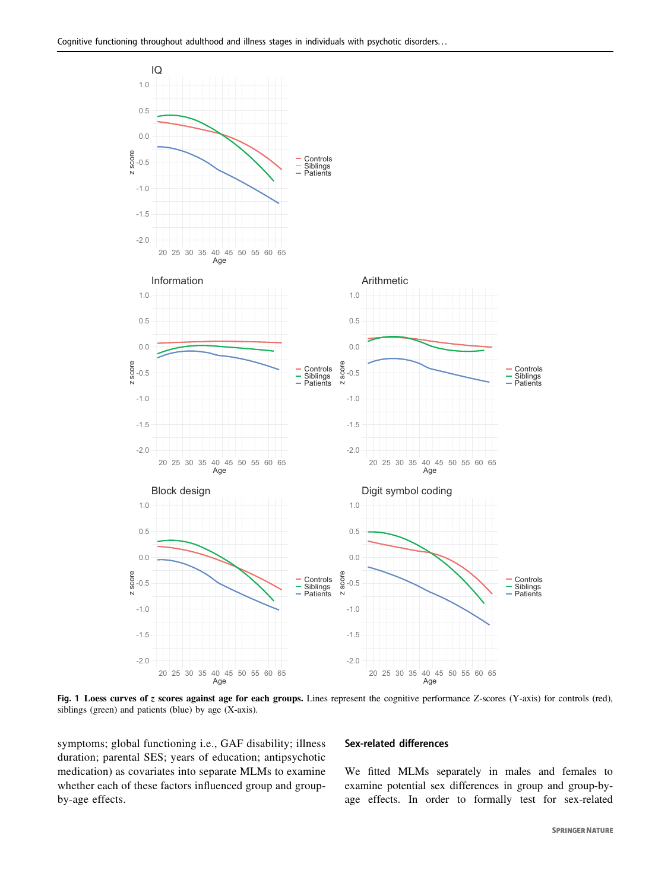**Fig. 1 Loess curves of $z$ scores against age for each groups.** Lines represent the cognitive performance Z-scores (Y-axis) for controls (red), siblings (green) and patients (blue) by age (X-axis).

symptoms; global functioning i.e., GAF disability; illness duration; parental SES; years of education; antipsychotic medication) as covariates into separate MLMs to examine whether each of these factors influenced group and group-by-age effects.

### Sex-related differences

We fitted MLMs separately in males and females to examine potential sex differences in group and group-by-age effects. In order to formally test for sex-related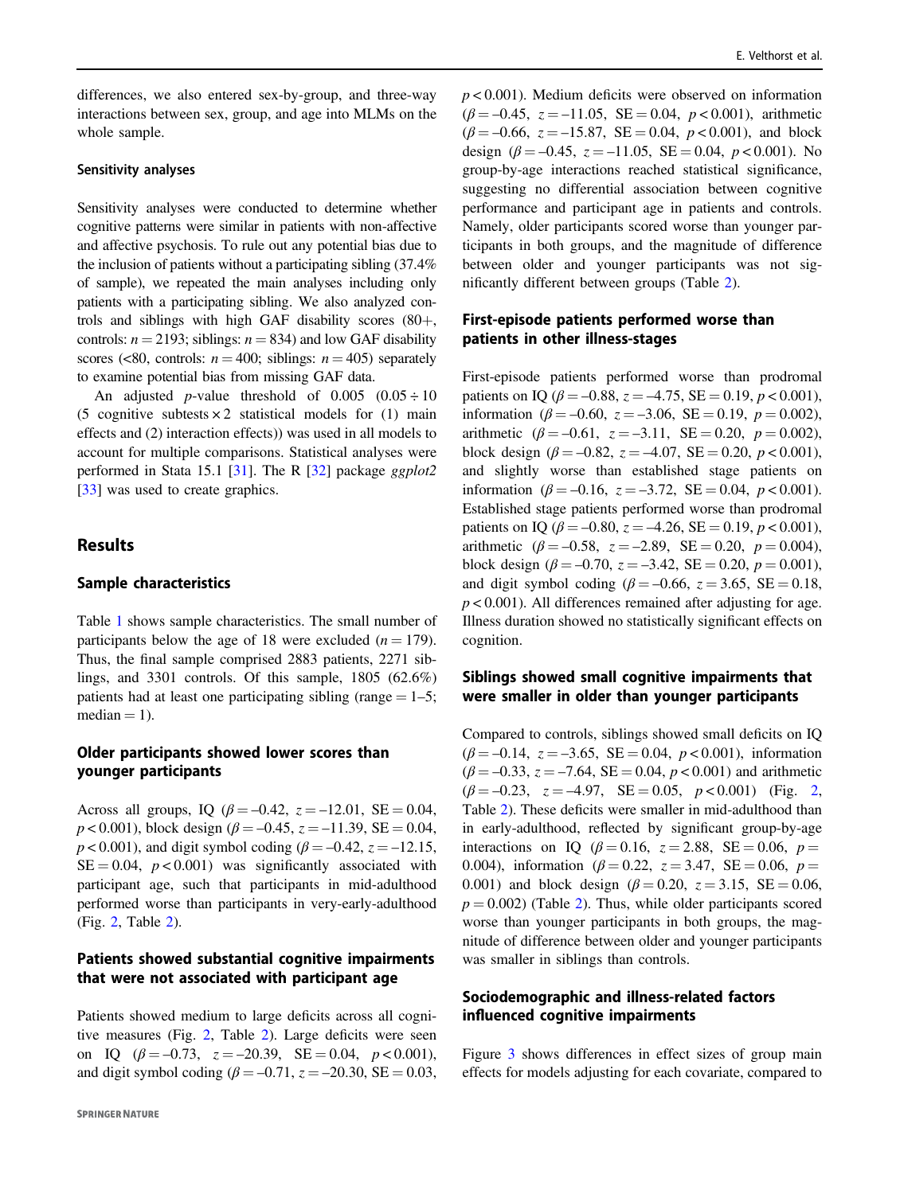differences, we also entered sex-by-group, and three-way interactions between sex, group, and age into MLMs on the whole sample.

### Sensitivity analyses

Sensitivity analyses were conducted to determine whether cognitive patterns were similar in patients with non-affective and affective psychosis. To rule out any potential bias due to the inclusion of patients without a participating sibling (37.4% of sample), we repeated the main analyses including only patients with a participating sibling. We also analyzed controls and siblings with high GAF disability scores (80+, controls: $n = 2193$; siblings: $n = 834$) and low GAF disability scores (<80, controls: $n = 400$; siblings: $n = 405$) separately to examine potential bias from missing GAF data.

An adjusted $p$-value threshold of 0.005 ($0.05 \div 10$ (5 cognitive subtests $\times$ 2 statistical models for (1) main effects and (2) interaction effects)) was used in all models to account for multiple comparisons. Statistical analyses were performed in Stata 15.1 [31]. The R [32] package *ggplot2* [33] was used to create graphics.

## Results

### Sample characteristics

Table 1 shows sample characteristics. The small number of participants below the age of 18 were excluded ($n = 179$). Thus, the final sample comprised 2883 patients, 2271 siblings, and 3301 controls. Of this sample, 1805 (62.6%) patients had at least one participating sibling (range = 1–5; median = 1).

### Older participants showed lower scores than younger participants

Across all groups, IQ ($\beta = -0.42$, $z = -12.01$, SE = 0.04, $p < 0.001$), block design ($\beta = -0.45$, $z = -11.39$, SE = 0.04, $p < 0.001$), and digit symbol coding ($\beta = -0.42$, $z = -12.15$, SE = 0.04, $p < 0.001$) was significantly associated with participant age, such that participants in mid-adulthood performed worse than participants in very-early-adulthood (Fig. 2, Table 2).

### Patients showed substantial cognitive impairments that were not associated with participant age

Patients showed medium to large deficits across all cognitive measures (Fig. 2, Table 2). Large deficits were seen on IQ ($\beta = -0.73$, $z = -20.39$, SE = 0.04, $p < 0.001$), and digit symbol coding ($\beta = -0.71$, $z = -20.30$, SE = 0.03, $p < 0.001$). Medium deficits were observed on information ($\beta = -0.45$, $z = -11.05$, SE = 0.04, $p < 0.001$), arithmetic ($\beta = -0.66$, $z = -15.87$, SE = 0.04, $p < 0.001$), and block design ($\beta = -0.45$, $z = -11.05$, SE = 0.04, $p < 0.001$). No group-by-age interactions reached statistical significance, suggesting no differential association between cognitive performance and participant age in patients and controls. Namely, older participants scored worse than younger participants in both groups, and the magnitude of difference between older and younger participants was not significantly different between groups (Table 2).

### First-episode patients performed worse than patients in other illness-stages

First-episode patients performed worse than prodromal patients on IQ ($\beta = -0.88$, $z = -4.75$, SE = 0.19, $p < 0.001$), information ($\beta = -0.60$, $z = -3.06$, SE = 0.19, $p = 0.002$), arithmetic ($\beta = -0.61$, $z = -3.11$, SE = 0.20, $p = 0.002$), block design ($\beta = -0.82$, $z = -4.07$, SE = 0.20, $p < 0.001$), and slightly worse than established stage patients on information ($\beta = -0.16$, $z = -3.72$, SE = 0.04, $p < 0.001$). Established stage patients performed worse than prodromal patients on IQ ($\beta = -0.80$, $z = -4.26$, SE = 0.19, $p < 0.001$), arithmetic ($\beta = -0.58$, $z = -2.89$, SE = 0.20, $p = 0.004$), block design ($\beta = -0.70$, $z = -3.42$, SE = 0.20, $p = 0.001$), and digit symbol coding ($\beta = -0.66$, $z = 3.65$, SE = 0.18, $p < 0.001$). All differences remained after adjusting for age. Illness duration showed no statistically significant effects on cognition.

### Siblings showed small cognitive impairments that were smaller in older than younger participants

Compared to controls, siblings showed small deficits on IQ ($\beta = -0.14$, $z = -3.65$, SE = 0.04, $p < 0.001$), information ($\beta = -0.33$, $z = -7.64$, SE = 0.04, $p < 0.001$) and arithmetic ($\beta = -0.23$, $z = -4.97$, SE = 0.05, $p < 0.001$) (Fig. 2, Table 2). These deficits were smaller in mid-adulthood than in early-adulthood, reflected by significant group-by-age interactions on IQ ($\beta = 0.16$, $z = 2.88$, SE = 0.06, $p = 0.004$), information ($\beta = 0.22$, $z = 3.47$, SE = 0.06, $p = 0.001$) and block design ($\beta = 0.20$, $z = 3.15$, SE = 0.06, $p = 0.002$) (Table 2). Thus, while older participants scored worse than younger participants in both groups, the magnitude of difference between older and younger participants was smaller in siblings than controls.

### Sociodemographic and illness-related factors influenced cognitive impairments

Figure 3 shows differences in effect sizes of group main effects for models adjusting for each covariate, compared to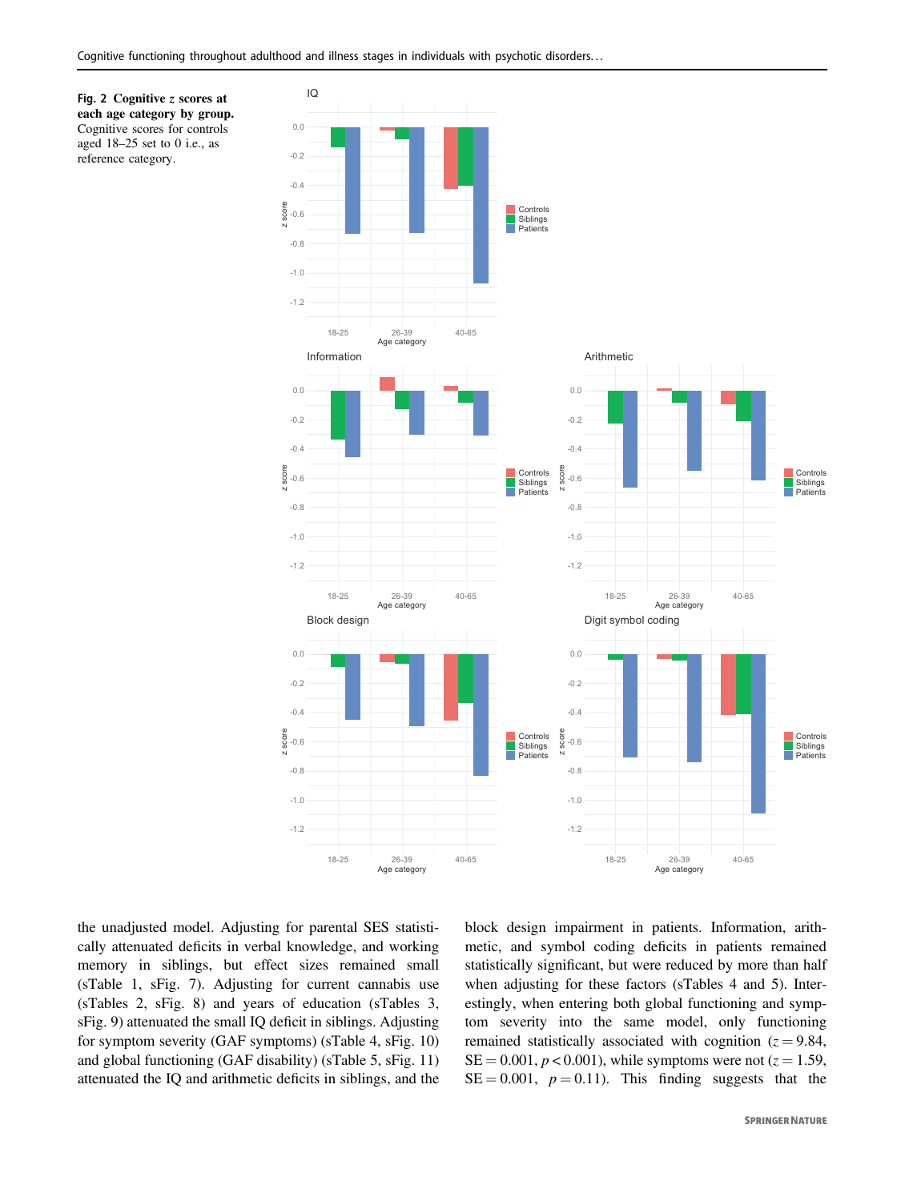**Fig. 2 Cognitive *z* scores at each age category by group.** Cognitive scores for controls aged 18–25 set to 0 i.e., as reference category.

the unadjusted model. Adjusting for parental SES statistically attenuated deficits in verbal knowledge, and working memory in siblings, but effect sizes remained small (sTable 1, sFig. 7). Adjusting for current cannabis use (sTables 2, sFig. 8) and years of education (sTables 3, sFig. 9) attenuated the small IQ deficit in siblings. Adjusting for symptom severity (GAF symptoms) (sTable 4, sFig. 10) and global functioning (GAF disability) (sTable 5, sFig. 11) attenuated the IQ and arithmetic deficits in siblings, and the block design impairment in patients. Information, arithmetic, and symbol coding deficits in patients remained statistically significant, but were reduced by more than half when adjusting for these factors (sTables 4 and 5). Interestingly, when entering both global functioning and symptom severity into the same model, only functioning remained statistically associated with cognition ($z = 9.84$, $SE = 0.001$, $p < 0.001$), while symptoms were not ($z = 1.59$, $SE = 0.001$, $p = 0.11$). This finding suggests that the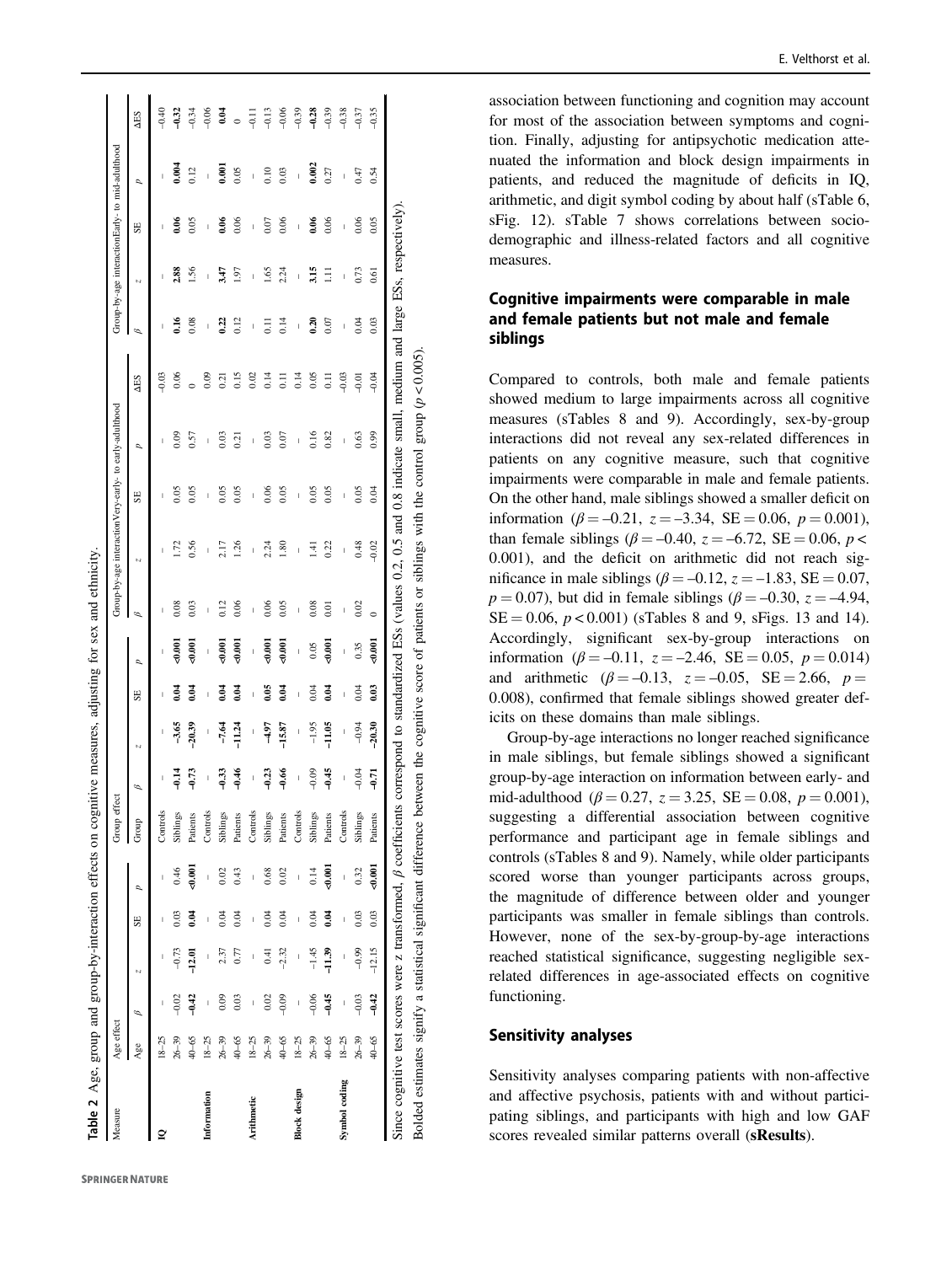**Table 2** Age, group and group-by-interaction effects on cognitive measures, adjusting for sex and ethnicity.

| Measure | Age effect | | | | | Group effect | | | | | Group-by-age interactionVery-early- to early-adulthood | | | | | Group-by-age interactionEarly- to mid-adulthood | | | | |
|---|---|---|---|---|---|---|---|---|---|---|---|---|---|---|---|---|---|---|---|---|
| | Age | β | z | SE | p | Group | β | z | SE | p | β | z | SE | p | ΔES | β | z | SE | p | ΔES |
| IQ | 18–25 | – | – | – | – | Controls | – | – | – | – | – | – | – | – | –0.03 | – | – | – | – | –0.40 |
| | 26–39 | –0.02 | –0.73 | 0.03 | 0.46 | Siblings | **–0.14** | **–3.65** | **0.04** | **<0.001** | 0.08 | 1.72 | 0.05 | 0.09 | 0.06 | **0.16** | **2.88** | **0.06** | **0.004** | **–0.32** |
| | 40–65 | **–0.42** | **–12.01** | **0.04** | **<0.001** | Patients | **–0.73** | **–20.39** | **0.04** | **<0.001** | 0.03 | 0.56 | 0.05 | 0.57 | 0 | 0.08 | 1.56 | 0.05 | 0.12 | –0.34 |
| Information | 18–25 | – | – | – | – | Controls | – | – | – | – | – | – | – | – | 0.09 | – | – | – | – | –0.06 |
| | 26–39 | 0.09 | 2.37 | 0.04 | 0.02 | Siblings | **–0.33** | **–7.64** | **0.04** | **<0.001** | 0.12 | 2.17 | 0.05 | 0.03 | 0.21 | **0.22** | **3.47** | **0.06** | **0.001** | **0.04** |
| | 40–65 | 0.03 | 0.77 | 0.04 | 0.43 | Patients | **–0.46** | **–11.24** | **0.04** | **<0.001** | 0.06 | 1.26 | 0.05 | 0.21 | 0.15 | 0.12 | 1.97 | 0.06 | 0.05 | 0 |
| Arithmetic | 18–25 | – | – | – | – | Controls | – | – | – | – | – | – | – | – | 0.02 | – | – | – | – | –0.11 |
| | 26–39 | 0.02 | 0.41 | 0.04 | 0.68 | Siblings | **–0.23** | **–4.97** | **0.05** | **<0.001** | 0.06 | 2.24 | 0.06 | 0.03 | 0.14 | 0.11 | 1.65 | 0.07 | 0.10 | –0.13 |
| | 40–65 | –0.09 | –2.32 | 0.04 | 0.02 | Patients | **–0.66** | **–15.87** | **0.04** | **<0.001** | 0.05 | 1.80 | 0.05 | 0.07 | 0.11 | 0.14 | 2.24 | 0.06 | 0.03 | –0.06 |
| Block design | 18–25 | – | – | – | – | Controls | – | – | – | – | – | – | – | – | 0.14 | – | – | – | – | –0.39 |
| | 26–39 | –0.06 | –1.45 | 0.04 | 0.14 | Siblings | –0.09 | –1.95 | 0.04 | 0.05 | 0.08 | 1.41 | 0.05 | 0.16 | 0.05 | **0.20** | **3.15** | **0.06** | **0.002** | **–0.28** |
| | 40–65 | **–0.45** | **–11.39** | **0.04** | **<0.001** | Patients | **–0.45** | **–11.05** | **0.04** | **<0.001** | 0.01 | 0.22 | 0.05 | 0.82 | 0.11 | 0.07 | 1.11 | 0.06 | 0.27 | –0.39 |
| Symbol coding | 18–25 | – | – | – | – | Controls | – | – | – | – | – | – | – | – | –0.03 | – | – | – | – | –0.38 |
| | 26–39 | –0.03 | –0.99 | 0.03 | 0.32 | Siblings | –0.04 | –0.94 | 0.04 | 0.35 | 0.02 | 0.48 | 0.05 | 0.63 | –0.01 | 0.04 | 0.73 | 0.06 | 0.47 | –0.37 |
| | 40–65 | **–0.42** | **–12.15** | **0.03** | **<0.001** | Patients | **–0.71** | **–20.30** | **0.03** | **<0.001** | 0 | –0.02 | 0.04 | 0.99 | –0.04 | 0.03 | 0.61 | 0.05 | 0.54 | –0.35 |

Since cognitive test scores were z transformed, β coefficients correspond to standardized ESs (values 0.2, 0.5 and 0.8 indicate small, medium and large ESs, respectively).

Bolded estimates signify a statistical significant difference between the cognitive score of patients or siblings with the control group ($p < 0.005$).

association between functioning and cognition may account for most of the association between symptoms and cognition. Finally, adjusting for antipsychotic medication attenuated the information and block design impairments in patients, and reduced the magnitude of deficits in IQ, arithmetic, and digit symbol coding by about half (sTable 6, sFig. 12). sTable 7 shows correlations between sociodemographic and illness-related factors and all cognitive measures.

## Cognitive impairments were comparable in male and female patients but not male and female siblings

Compared to controls, both male and female patients showed medium to large impairments across all cognitive measures (sTables 8 and 9). Accordingly, sex-by-group interactions did not reveal any sex-related differences in patients on any cognitive measure, such that cognitive impairments were comparable in male and female patients. On the other hand, male siblings showed a smaller deficit on information ($\beta = -0.21$, $z = -3.34$, $SE = 0.06$, $p = 0.001$), than female siblings ($\beta = -0.40$, $z = -6.72$, $SE = 0.06$, $p < 0.001$), and the deficit on arithmetic did not reach significance in male siblings ($\beta = -0.12$, $z = -1.83$, $SE = 0.07$, $p = 0.07$), but did in female siblings ($\beta = -0.30$, $z = -4.94$, $SE = 0.06$, $p < 0.001$) (sTables 8 and 9, sFigs. 13 and 14). Accordingly, significant sex-by-group interactions on information ($\beta = -0.11$, $z = -2.46$, $SE = 0.05$, $p = 0.014$) and arithmetic ($\beta = -0.13$, $z = -0.05$, $SE = 2.66$, $p = 0.008$), confirmed that female siblings showed greater deficits on these domains than male siblings.

Group-by-age interactions no longer reached significance in male siblings, but female siblings showed a significant group-by-age interaction on information between early- and mid-adulthood ($\beta = 0.27$, $z = 3.25$, $SE = 0.08$, $p = 0.001$), suggesting a differential association between cognitive performance and participant age in female siblings and controls (sTables 8 and 9). Namely, while older participants scored worse than younger participants across groups, the magnitude of difference between older and younger participants was smaller in female siblings than controls. However, none of the sex-by-group-by-age interactions reached statistical significance, suggesting negligible sex-related differences in age-associated effects on cognitive functioning.

## Sensitivity analyses

Sensitivity analyses comparing patients with non-affective and affective psychosis, patients with and without participating siblings, and participants with high and low GAF scores revealed similar patterns overall (**sResults**).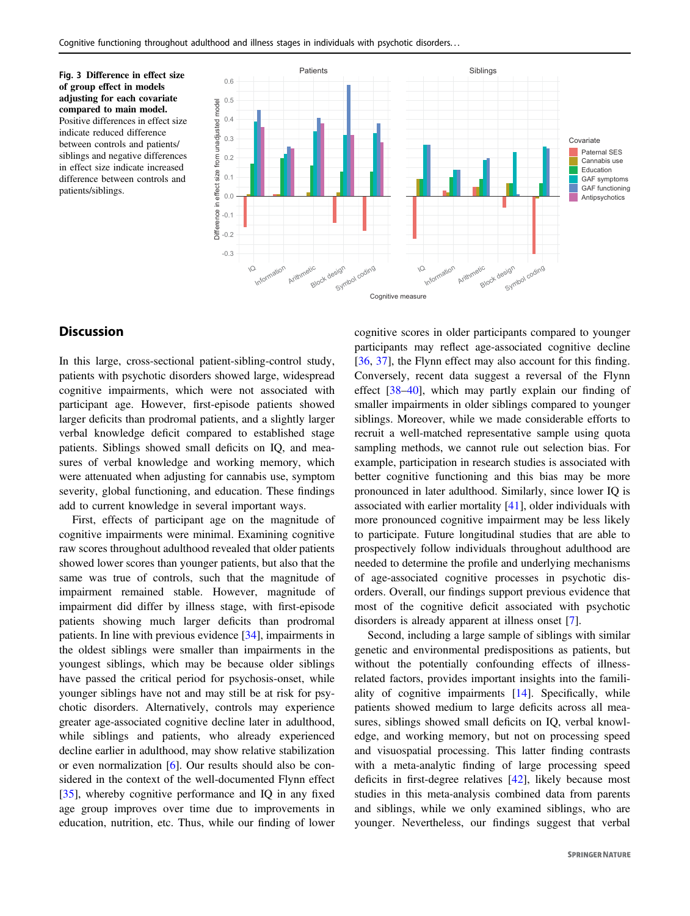**Fig. 3 Difference in effect size of group effect in models adjusting for each covariate compared to main model.** Positive differences in effect size indicate reduced difference between controls and patients/siblings and negative differences in effect size indicate increased difference between controls and patients/siblings.

## Discussion

In this large, cross-sectional patient-sibling-control study, patients with psychotic disorders showed large, widespread cognitive impairments, which were not associated with participant age. However, first-episode patients showed larger deficits than prodromal patients, and a slightly larger verbal knowledge deficit compared to established stage patients. Siblings showed small deficits on IQ, and measures of verbal knowledge and working memory, which were attenuated when adjusting for cannabis use, symptom severity, global functioning, and education. These findings add to current knowledge in several important ways.

First, effects of participant age on the magnitude of cognitive impairments were minimal. Examining cognitive raw scores throughout adulthood revealed that older patients showed lower scores than younger patients, but also that the same was true of controls, such that the magnitude of impairment remained stable. However, magnitude of impairment did differ by illness stage, with first-episode patients showing much larger deficits than prodromal patients. In line with previous evidence [34], impairments in the oldest siblings were smaller than impairments in the youngest siblings, which may be because older siblings have passed the critical period for psychosis-onset, while younger siblings have not and may still be at risk for psychotic disorders. Alternatively, controls may experience greater age-associated cognitive decline later in adulthood, while siblings and patients, who already experienced decline earlier in adulthood, may show relative stabilization or even normalization [6]. Our results should also be considered in the context of the well-documented Flynn effect [35], whereby cognitive performance and IQ in any fixed age group improves over time due to improvements in education, nutrition, etc. Thus, while our finding of lower cognitive scores in older participants compared to younger participants may reflect age-associated cognitive decline [36, 37], the Flynn effect may also account for this finding. Conversely, recent data suggest a reversal of the Flynn effect [38–40], which may partly explain our finding of smaller impairments in older siblings compared to younger siblings. Moreover, while we made considerable efforts to recruit a well-matched representative sample using quota sampling methods, we cannot rule out selection bias. For example, participation in research studies is associated with better cognitive functioning and this bias may be more pronounced in later adulthood. Similarly, since lower IQ is associated with earlier mortality [41], older individuals with more pronounced cognitive impairment may be less likely to participate. Future longitudinal studies that are able to prospectively follow individuals throughout adulthood are needed to determine the profile and underlying mechanisms of age-associated cognitive processes in psychotic disorders. Overall, our findings support previous evidence that most of the cognitive deficit associated with psychotic disorders is already apparent at illness onset [7].

Second, including a large sample of siblings with similar genetic and environmental predispositions as patients, but without the potentially confounding effects of illness-related factors, provides important insights into the familiality of cognitive impairments [14]. Specifically, while patients showed medium to large deficits across all measures, siblings showed small deficits on IQ, verbal knowledge, and working memory, but not on processing speed and visuospatial processing. This latter finding contrasts with a meta-analytic finding of large processing speed deficits in first-degree relatives [42], likely because most studies in this meta-analysis combined data from parents and siblings, while we only examined siblings, who are younger. Nevertheless, our findings suggest that verbal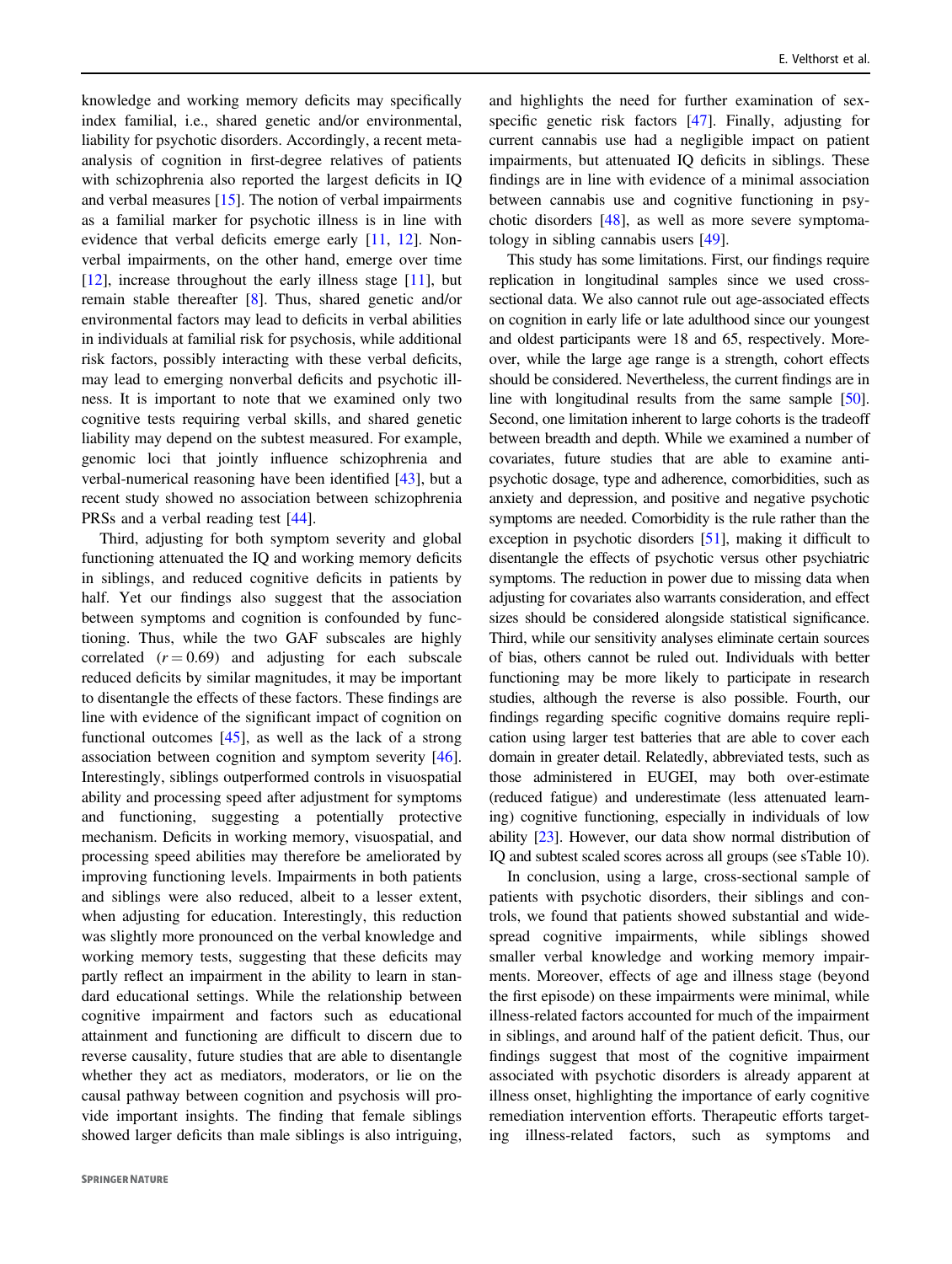knowledge and working memory deficits may specifically index familial, i.e., shared genetic and/or environmental, liability for psychotic disorders. Accordingly, a recent meta-analysis of cognition in first-degree relatives of patients with schizophrenia also reported the largest deficits in IQ and verbal measures [15]. The notion of verbal impairments as a familial marker for psychotic illness is in line with evidence that verbal deficits emerge early [11, 12]. Nonverbal impairments, on the other hand, emerge over time [12], increase throughout the early illness stage [11], but remain stable thereafter [8]. Thus, shared genetic and/or environmental factors may lead to deficits in verbal abilities in individuals at familial risk for psychosis, while additional risk factors, possibly interacting with these verbal deficits, may lead to emerging nonverbal deficits and psychotic illness. It is important to note that we examined only two cognitive tests requiring verbal skills, and shared genetic liability may depend on the subtest measured. For example, genomic loci that jointly influence schizophrenia and verbal-numerical reasoning have been identified [43], but a recent study showed no association between schizophrenia PRSs and a verbal reading test [44].

Third, adjusting for both symptom severity and global functioning attenuated the IQ and working memory deficits in siblings, and reduced cognitive deficits in patients by half. Yet our findings also suggest that the association between symptoms and cognition is confounded by functioning. Thus, while the two GAF subscales are highly correlated ($r = 0.69$) and adjusting for each subscale reduced deficits by similar magnitudes, it may be important to disentangle the effects of these factors. These findings are line with evidence of the significant impact of cognition on functional outcomes [45], as well as the lack of a strong association between cognition and symptom severity [46]. Interestingly, siblings outperformed controls in visuospatial ability and processing speed after adjustment for symptoms and functioning, suggesting a potentially protective mechanism. Deficits in working memory, visuospatial, and processing speed abilities may therefore be ameliorated by improving functioning levels. Impairments in both patients and siblings were also reduced, albeit to a lesser extent, when adjusting for education. Interestingly, this reduction was slightly more pronounced on the verbal knowledge and working memory tests, suggesting that these deficits may partly reflect an impairment in the ability to learn in standard educational settings. While the relationship between cognitive impairment and factors such as educational attainment and functioning are difficult to discern due to reverse causality, future studies that are able to disentangle whether they act as mediators, moderators, or lie on the causal pathway between cognition and psychosis will provide important insights. The finding that female siblings showed larger deficits than male siblings is also intriguing, and highlights the need for further examination of sex-specific genetic risk factors [47]. Finally, adjusting for current cannabis use had a negligible impact on patient impairments, but attenuated IQ deficits in siblings. These findings are in line with evidence of a minimal association between cannabis use and cognitive functioning in psychotic disorders [48], as well as more severe symptomatology in sibling cannabis users [49].

This study has some limitations. First, our findings require replication in longitudinal samples since we used cross-sectional data. We also cannot rule out age-associated effects on cognition in early life or late adulthood since our youngest and oldest participants were 18 and 65, respectively. Moreover, while the large age range is a strength, cohort effects should be considered. Nevertheless, the current findings are in line with longitudinal results from the same sample [50]. Second, one limitation inherent to large cohorts is the tradeoff between breadth and depth. While we examined a number of covariates, future studies that are able to examine antipsychotic dosage, type and adherence, comorbidities, such as anxiety and depression, and positive and negative psychotic symptoms are needed. Comorbidity is the rule rather than the exception in psychotic disorders [51], making it difficult to disentangle the effects of psychotic versus other psychiatric symptoms. The reduction in power due to missing data when adjusting for covariates also warrants consideration, and effect sizes should be considered alongside statistical significance. Third, while our sensitivity analyses eliminate certain sources of bias, others cannot be ruled out. Individuals with better functioning may be more likely to participate in research studies, although the reverse is also possible. Fourth, our findings regarding specific cognitive domains require replication using larger test batteries that are able to cover each domain in greater detail. Relatedly, abbreviated tests, such as those administered in EUGEI, may both over-estimate (reduced fatigue) and underestimate (less attenuated learning) cognitive functioning, especially in individuals of low ability [23]. However, our data show normal distribution of IQ and subtest scaled scores across all groups (see sTable 10).

In conclusion, using a large, cross-sectional sample of patients with psychotic disorders, their siblings and controls, we found that patients showed substantial and widespread cognitive impairments, while siblings showed smaller verbal knowledge and working memory impairments. Moreover, effects of age and illness stage (beyond the first episode) on these impairments were minimal, while illness-related factors accounted for much of the impairment in siblings, and around half of the patient deficit. Thus, our findings suggest that most of the cognitive impairment associated with psychotic disorders is already apparent at illness onset, highlighting the importance of early cognitive remediation intervention efforts. Therapeutic efforts targeting illness-related factors, such as symptoms and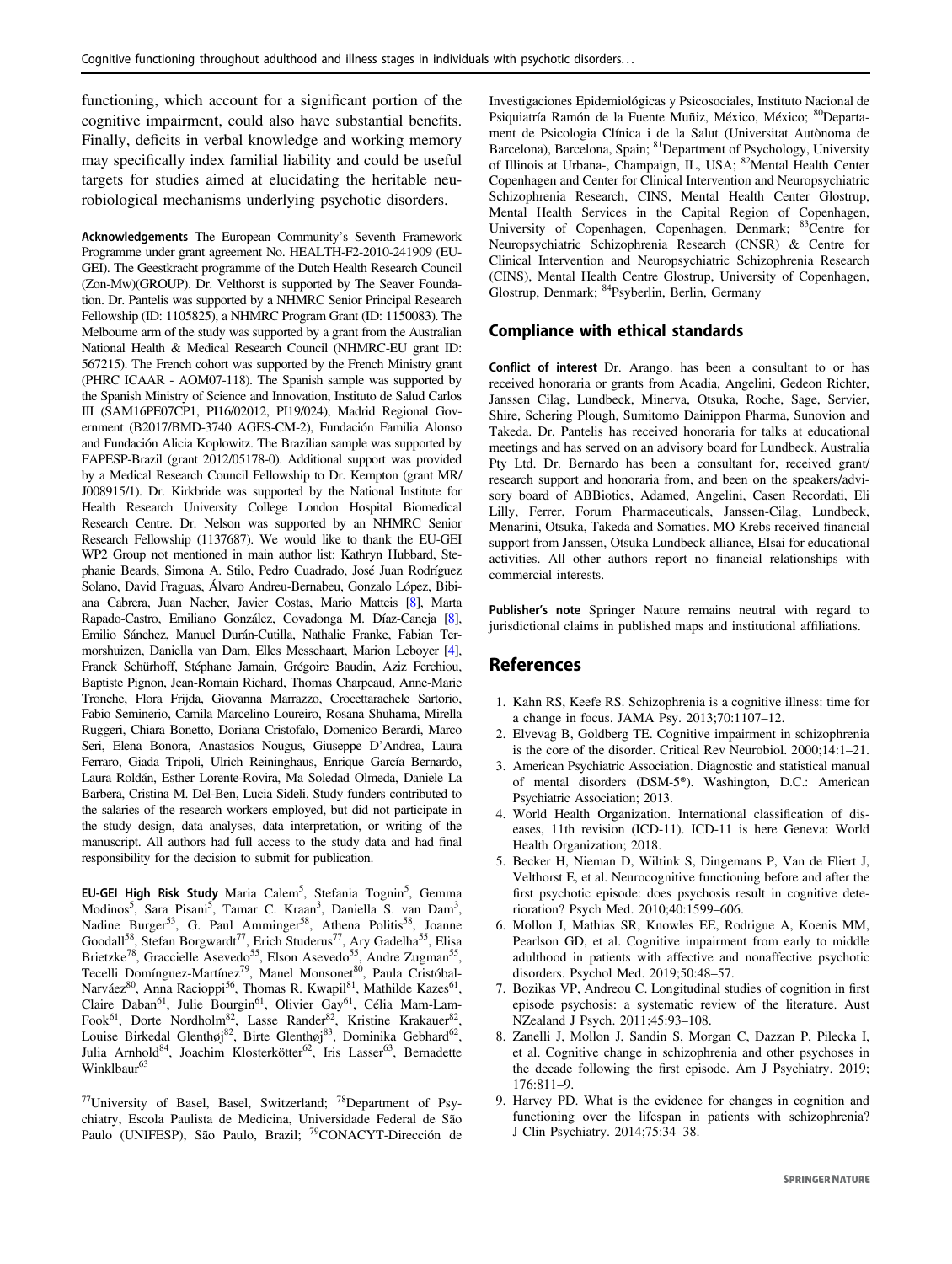functioning, which account for a significant portion of the cognitive impairment, could also have substantial benefits. Finally, deficits in verbal knowledge and working memory may specifically index familial liability and could be useful targets for studies aimed at elucidating the heritable neurobiological mechanisms underlying psychotic disorders.

**Acknowledgements** The European Community's Seventh Framework Programme under grant agreement No. HEALTH-F2-2010-241909 (EU-GEI). The Geestkracht programme of the Dutch Health Research Council (Zon-Mw)(GROUP). Dr. Velthorst is supported by The Seaver Foundation. Dr. Pantelis was supported by a NHMRC Senior Principal Research Fellowship (ID: 1105825), a NHMRC Program Grant (ID: 1150083). The Melbourne arm of the study was supported by a grant from the Australian National Health & Medical Research Council (NHMRC-EU grant ID: 567215). The French cohort was supported by the French Ministry grant (PHRC ICAAR - AOM07-118). The Spanish sample was supported by the Spanish Ministry of Science and Innovation, Instituto de Salud Carlos III (SAM16PE07CP1, PI16/02012, PI19/024), Madrid Regional Government (B2017/BMD-3740 AGES-CM-2), Fundación Familia Alonso and Fundación Alicia Koplowitz. The Brazilian sample was supported by FAPESP-Brazil (grant 2012/05178-0). Additional support was provided by a Medical Research Council Fellowship to Dr. Kempton (grant MR/J008915/1). Dr. Kirkbride was supported by the National Institute for Health Research University College London Hospital Biomedical Research Centre. Dr. Nelson was supported by an NHMRC Senior Research Fellowship (1137687). We would like to thank the EU-GEI WP2 Group not mentioned in main author list: Kathryn Hubbard, Stephanie Beards, Simona A. Stilo, Pedro Cuadrado, José Juan Rodríguez Solano, David Fraguas, Álvaro Andreu-Bernabeu, Gonzalo López, Bibiana Cabrera, Juan Nacher, Javier Costas, Mario Matteis [8], Marta Rapado-Castro, Emiliano González, Covadonga M. Díaz-Caneja [8], Emilio Sánchez, Manuel Durán-Cutilla, Nathalie Franke, Fabian Termorshuizen, Daniella van Dam, Elles Messchaart, Marion Leboyer [4], Franck Schürhoff, Stéphane Jamain, Grégoire Baudin, Aziz Ferchiou, Baptiste Pignon, Jean-Romain Richard, Thomas Charpeaud, Anne-Marie Tronche, Flora Frijda, Giovanna Marrazzo, Crocettarachele Sartorio, Fabio Seminerio, Camila Marcelino Loureiro, Rosana Shuhama, Mirella Ruggeri, Chiara Bonetto, Doriana Cristofalo, Domenico Berardi, Marco Seri, Elena Bonora, Anastasios Nougus, Giuseppe D'Andrea, Laura Ferraro, Giada Tripoli, Ulrich Reininghaus, Enrique García Bernardo, Laura Roldán, Esther Lorente-Rovira, Ma Soledad Olmeda, Daniele La Barbera, Cristina M. Del-Ben, Lucia Sideli. Study funders contributed to the salaries of the research workers employed, but did not participate in the study design, data analyses, data interpretation, or writing of the manuscript. All authors had full access to the study data and had final responsibility for the decision to submit for publication.

**EU-GEI High Risk Study** Maria Calem[5], Stefania Tognin[5], Gemma Modinos[5], Sara Pisani[5], Tamar C. Kraan[3], Daniella S. van Dam[3], Nadine Burger[53], G. Paul Amminger[58], Athena Politis[58], Joanne Goodall[58], Stefan Borgwardt[77], Erich Studerus[77], Ary Gadelha[55], Elisa Brietzke[78], Graccielle Asevedo[55], Elson Asevedo[55], Andre Zugman[55], Tecelli Domínguez-Martínez[79], Manel Monsonet[80], Paula Cristóbal-Narváez[80], Anna Racioppi[56], Thomas R. Kwapil[81], Mathilde Kazes[61], Claire Daban[61], Julie Bourgin[61], Olivier Gay[61], Célia Mam-Lam-Fook[61], Dorte Nordholm[82], Lasse Rander[82], Kristine Krakauer[82], Louise Birkedal Glenthøj[82], Birte Glenthøj[83], Dominika Gebhard[62], Julia Arnhold[84], Joachim Klosterkötter[62], Iris Lasser[63], Bernadette Winklbaur[63]

[77]University of Basel, Basel, Switzerland; [78]Department of Psychiatry, Escola Paulista de Medicina, Universidade Federal de São Paulo (UNIFESP), São Paulo, Brazil; [79]CONACYT-Dirección de Investigaciones Epidemiológicas y Psicosociales, Instituto Nacional de Psiquiatría Ramón de la Fuente Muñiz, México, México; [80]Departament de Psicologia Clínica i de la Salut (Universitat Autònoma de Barcelona), Barcelona, Spain; [81]Department of Psychology, University of Illinois at Urbana-, Champaign, IL, USA; [82]Mental Health Center Copenhagen and Center for Clinical Intervention and Neuropsychiatric Schizophrenia Research, CINS, Mental Health Center Glostrup, Mental Health Services in the Capital Region of Copenhagen, University of Copenhagen, Copenhagen, Denmark; [83]Centre for Neuropsychiatric Schizophrenia Research (CNSR) & Centre for Clinical Intervention and Neuropsychiatric Schizophrenia Research (CINS), Mental Health Centre Glostrup, University of Copenhagen, Glostrup, Denmark; [84]Psyberlin, Berlin, Germany

## Compliance with ethical standards

**Conflict of interest** Dr. Arango. has been a consultant to or has received honoraria or grants from Acadia, Angelini, Gedeon Richter, Janssen Cilag, Lundbeck, Minerva, Otsuka, Roche, Sage, Servier, Shire, Schering Plough, Sumitomo Dainippon Pharma, Sunovion and Takeda. Dr. Pantelis has received honoraria for talks at educational meetings and has served on an advisory board for Lundbeck, Australia Pty Ltd. Dr. Bernardo has been a consultant for, received grant/research support and honoraria from, and been on the speakers/advisory board of ABBiotics, Adamed, Angelini, Casen Recordati, Eli Lilly, Ferrer, Forum Pharmaceuticals, Janssen-Cilag, Lundbeck, Menarini, Otsuka, Takeda and Somatics. MO Krebs received financial support from Janssen, Otsuka Lundbeck alliance, EIsai for educational activities. All other authors report no financial relationships with commercial interests.

**Publisher's note** Springer Nature remains neutral with regard to jurisdictional claims in published maps and institutional affiliations.

## References

1. Kahn RS, Keefe RS. Schizophrenia is a cognitive illness: time for a change in focus. JAMA Psy. 2013;70:1107–12.
2. Elvevag B, Goldberg TE. Cognitive impairment in schizophrenia is the core of the disorder. Critical Rev Neurobiol. 2000;14:1–21.
3. American Psychiatric Association. Diagnostic and statistical manual of mental disorders (DSM-5®). Washington, D.C.: American Psychiatric Association; 2013.
4. World Health Organization. International classification of diseases, 11th revision (ICD-11). ICD-11 is here Geneva: World Health Organization; 2018.
5. Becker H, Nieman D, Wiltink S, Dingemans P, Van de Fliert J, Velthorst E, et al. Neurocognitive functioning before and after the first psychotic episode: does psychosis result in cognitive deterioration? Psych Med. 2010;40:1599–606.
6. Mollon J, Mathias SR, Knowles EE, Rodrigue A, Koenis MM, Pearlson GD, et al. Cognitive impairment from early to middle adulthood in patients with affective and nonaffective psychotic disorders. Psychol Med. 2019;50:48–57.
7. Bozikas VP, Andreou C. Longitudinal studies of cognition in first episode psychosis: a systematic review of the literature. Aust NZealand J Psych. 2011;45:93–108.
8. Zanelli J, Mollon J, Sandin S, Morgan C, Dazzan P, Pilecka I, et al. Cognitive change in schizophrenia and other psychoses in the decade following the first episode. Am J Psychiatry. 2019; 176:811–9.
9. Harvey PD. What is the evidence for changes in cognition and functioning over the lifespan in patients with schizophrenia? J Clin Psychiatry. 2014;75:34–38.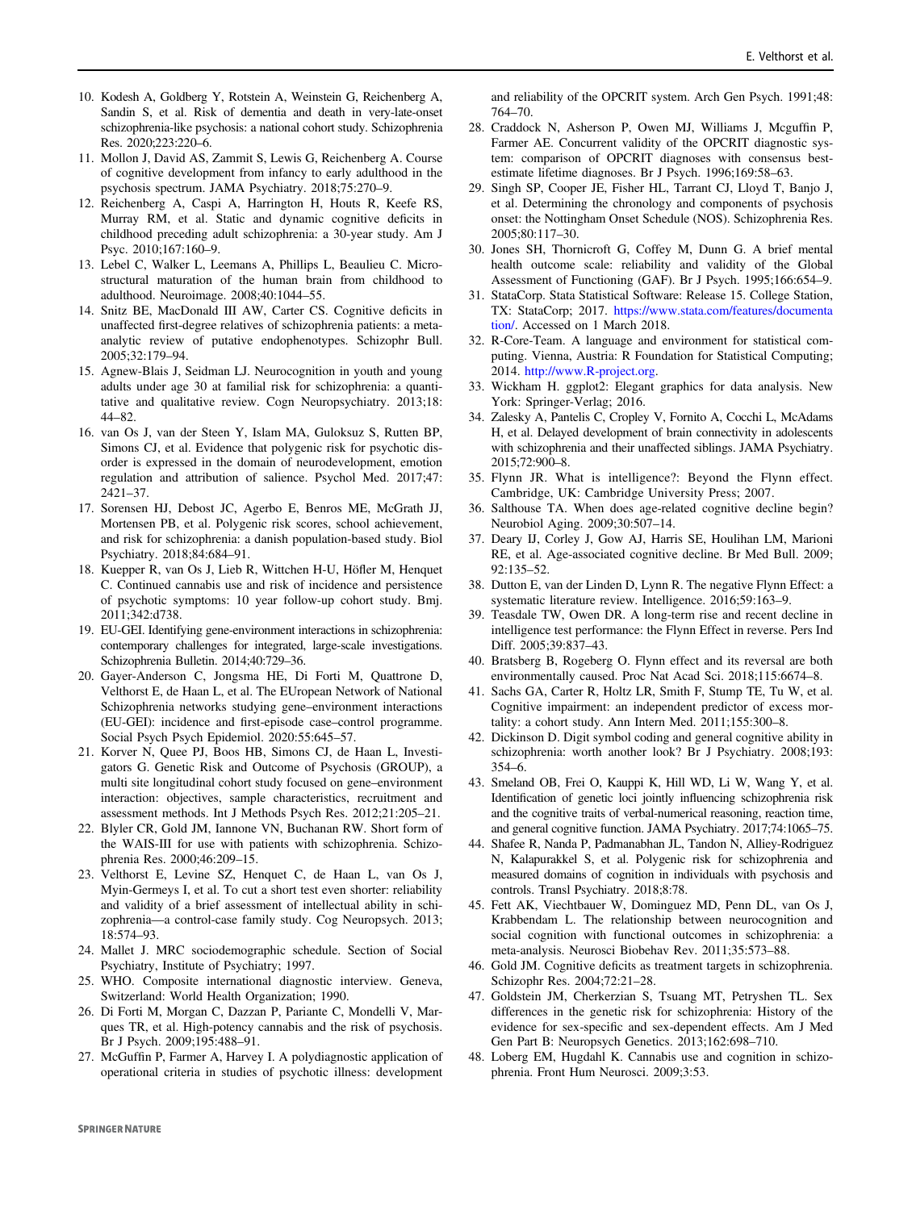10. Kodesh A, Goldberg Y, Rotstein A, Weinstein G, Reichenberg A, Sandin S, et al. Risk of dementia and death in very-late-onset schizophrenia-like psychosis: a national cohort study. Schizophrenia Res. 2020;223:220–6.
11. Mollon J, David AS, Zammit S, Lewis G, Reichenberg A. Course of cognitive development from infancy to early adulthood in the psychosis spectrum. JAMA Psychiatry. 2018;75:270–9.
12. Reichenberg A, Caspi A, Harrington H, Houts R, Keefe RS, Murray RM, et al. Static and dynamic cognitive deficits in childhood preceding adult schizophrenia: a 30-year study. Am J Psyc. 2010;167:160–9.
13. Lebel C, Walker L, Leemans A, Phillips L, Beaulieu C. Microstructural maturation of the human brain from childhood to adulthood. Neuroimage. 2008;40:1044–55.
14. Snitz BE, MacDonald III AW, Carter CS. Cognitive deficits in unaffected first-degree relatives of schizophrenia patients: a meta-analytic review of putative endophenotypes. Schizophr Bull. 2005;32:179–94.
15. Agnew-Blais J, Seidman LJ. Neurocognition in youth and young adults under age 30 at familial risk for schizophrenia: a quantitative and qualitative review. Cogn Neuropsychiatry. 2013;18: 44–82.
16. van Os J, van der Steen Y, Islam MA, Guloksuz S, Rutten BP, Simons CJ, et al. Evidence that polygenic risk for psychotic disorder is expressed in the domain of neurodevelopment, emotion regulation and attribution of salience. Psychol Med. 2017;47: 2421–37.
17. Sorensen HJ, Debost JC, Agerbo E, Benros ME, McGrath JJ, Mortensen PB, et al. Polygenic risk scores, school achievement, and risk for schizophrenia: a danish population-based study. Biol Psychiatry. 2018;84:684–91.
18. Kuepper R, van Os J, Lieb R, Wittchen H-U, Höfler M, Henquet C. Continued cannabis use and risk of incidence and persistence of psychotic symptoms: 10 year follow-up cohort study. Bmj. 2011;342:d738.
19. EU-GEI. Identifying gene-environment interactions in schizophrenia: contemporary challenges for integrated, large-scale investigations. Schizophrenia Bulletin. 2014;40:729–36.
20. Gayer-Anderson C, Jongsma HE, Di Forti M, Quattrone D, Velthorst E, de Haan L, et al. The EUropean Network of National Schizophrenia networks studying gene–environment interactions (EU-GEI): incidence and first-episode case–control programme. Social Psych Psych Epidemiol. 2020:55:645–57.
21. Korver N, Quee PJ, Boos HB, Simons CJ, de Haan L, Investigators G. Genetic Risk and Outcome of Psychosis (GROUP), a multi site longitudinal cohort study focused on gene–environment interaction: objectives, sample characteristics, recruitment and assessment methods. Int J Methods Psych Res. 2012;21:205–21.
22. Blyler CR, Gold JM, Iannone VN, Buchanan RW. Short form of the WAIS-III for use with patients with schizophrenia. Schizophrenia Res. 2000;46:209–15.
23. Velthorst E, Levine SZ, Henquet C, de Haan L, van Os J, Myin-Germeys I, et al. To cut a short test even shorter: reliability and validity of a brief assessment of intellectual ability in schizophrenia—a control-case family study. Cog Neuropsych. 2013; 18:574–93.
24. Mallet J. MRC sociodemographic schedule. Section of Social Psychiatry, Institute of Psychiatry; 1997.
25. WHO. Composite international diagnostic interview. Geneva, Switzerland: World Health Organization; 1990.
26. Di Forti M, Morgan C, Dazzan P, Pariante C, Mondelli V, Marques TR, et al. High-potency cannabis and the risk of psychosis. Br J Psych. 2009;195:488–91.
27. McGuffin P, Farmer A, Harvey I. A polydiagnostic application of operational criteria in studies of psychotic illness: development and reliability of the OPCRIT system. Arch Gen Psych. 1991;48: 764–70.
28. Craddock N, Asherson P, Owen MJ, Williams J, Mcguffin P, Farmer AE. Concurrent validity of the OPCRIT diagnostic system: comparison of OPCRIT diagnoses with consensus best-estimate lifetime diagnoses. Br J Psych. 1996;169:58–63.
29. Singh SP, Cooper JE, Fisher HL, Tarrant CJ, Lloyd T, Banjo J, et al. Determining the chronology and components of psychosis onset: the Nottingham Onset Schedule (NOS). Schizophrenia Res. 2005;80:117–30.
30. Jones SH, Thornicroft G, Coffey M, Dunn G. A brief mental health outcome scale: reliability and validity of the Global Assessment of Functioning (GAF). Br J Psych. 1995;166:654–9.
31. StataCorp. Stata Statistical Software: Release 15. College Station, TX: StataCorp; 2017. https://www.stata.com/features/documentation/. Accessed on 1 March 2018.
32. R-Core-Team. A language and environment for statistical computing. Vienna, Austria: R Foundation for Statistical Computing; 2014. http://www.R-project.org.
33. Wickham H. ggplot2: Elegant graphics for data analysis. New York: Springer-Verlag; 2016.
34. Zalesky A, Pantelis C, Cropley V, Fornito A, Cocchi L, McAdams H, et al. Delayed development of brain connectivity in adolescents with schizophrenia and their unaffected siblings. JAMA Psychiatry. 2015;72:900–8.
35. Flynn JR. What is intelligence?: Beyond the Flynn effect. Cambridge, UK: Cambridge University Press; 2007.
36. Salthouse TA. When does age-related cognitive decline begin? Neurobiol Aging. 2009;30:507–14.
37. Deary IJ, Corley J, Gow AJ, Harris SE, Houlihan LM, Marioni RE, et al. Age-associated cognitive decline. Br Med Bull. 2009; 92:135–52.
38. Dutton E, van der Linden D, Lynn R. The negative Flynn Effect: a systematic literature review. Intelligence. 2016;59:163–9.
39. Teasdale TW, Owen DR. A long-term rise and recent decline in intelligence test performance: the Flynn Effect in reverse. Pers Ind Diff. 2005;39:837–43.
40. Bratsberg B, Rogeberg O. Flynn effect and its reversal are both environmentally caused. Proc Nat Acad Sci. 2018;115:6674–8.
41. Sachs GA, Carter R, Holtz LR, Smith F, Stump TE, Tu W, et al. Cognitive impairment: an independent predictor of excess mortality: a cohort study. Ann Intern Med. 2011;155:300–8.
42. Dickinson D. Digit symbol coding and general cognitive ability in schizophrenia: worth another look? Br J Psychiatry. 2008;193: 354–6.
43. Smeland OB, Frei O, Kauppi K, Hill WD, Li W, Wang Y, et al. Identification of genetic loci jointly influencing schizophrenia risk and the cognitive traits of verbal-numerical reasoning, reaction time, and general cognitive function. JAMA Psychiatry. 2017;74:1065–75.
44. Shafee R, Nanda P, Padmanabhan JL, Tandon N, Alliey-Rodriguez N, Kalapurakkel S, et al. Polygenic risk for schizophrenia and measured domains of cognition in individuals with psychosis and controls. Transl Psychiatry. 2018;8:78.
45. Fett AK, Viechtbauer W, Dominguez MD, Penn DL, van Os J, Krabbendam L. The relationship between neurocognition and social cognition with functional outcomes in schizophrenia: a meta-analysis. Neurosci Biobehav Rev. 2011;35:573–88.
46. Gold JM. Cognitive deficits as treatment targets in schizophrenia. Schizophr Res. 2004;72:21–28.
47. Goldstein JM, Cherkerzian S, Tsuang MT, Petryshen TL. Sex differences in the genetic risk for schizophrenia: History of the evidence for sex-specific and sex-dependent effects. Am J Med Gen Part B: Neuropsych Genetics. 2013;162:698–710.
48. Loberg EM, Hugdahl K. Cannabis use and cognition in schizophrenia. Front Hum Neurosci. 2009;3:53.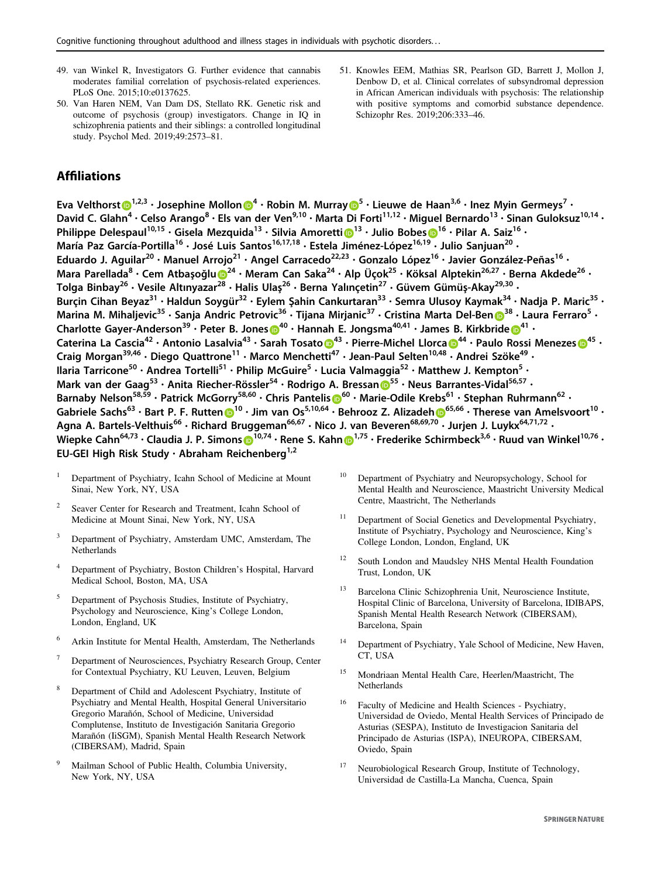49. van Winkel R, Investigators G. Further evidence that cannabis moderates familial correlation of psychosis-related experiences. PLoS One. 2015;10:e0137625.
50. Van Haren NEM, Van Dam DS, Stellato RK. Genetic risk and outcome of psychosis (group) investigators. Change in IQ in schizophrenia patients and their siblings: a controlled longitudinal study. Psychol Med. 2019;49:2573–81.
51. Knowles EEM, Mathias SR, Pearlson GD, Barrett J, Mollon J, Denbow D, et al. Clinical correlates of subsyndromal depression in African American individuals with psychosis: The relationship with positive symptoms and comorbid substance dependence. Schizophr Res. 2019;206:333–46.

## Affiliations

**Eva Velthorst[1,2,3] · Josephine Mollon[4] · Robin M. Murray[5] · Lieuwe de Haan[3,6] · Inez Myin Germeys[7] · David C. Glahn[4] · Celso Arango[8] · Els van der Ven[9,10] · Marta Di Forti[11,12] · Miguel Bernardo[13] · Sinan Guloksuz[10,14] · Philippe Delespaul[10,15] · Gisela Mezquida[13] · Silvia Amoretti[13] · Julio Bobes[16] · Pilar A. Saiz[16] · María Paz García-Portilla[16] · José Luis Santos[16,17,18] · Estela Jiménez-López[16,19] · Julio Sanjuan[20] · Eduardo J. Aguilar[20] · Manuel Arrojo[21] · Angel Carracedo[22,23] · Gonzalo López[16] · Javier González-Peñas[16] · Mara Parellada[8] · Cem Atbaşoğlu[24] · Meram Can Saka[24] · Alp Üçok[25] · Köksal Alptekin[26,27] · Berna Akdede[26] · Tolga Binbay[26] · Vesile Altınyazar[28] · Halis Ulaş[26] · Berna Yalınçetin[27] · Güvem Gümüş-Akay[29,30] · Burçin Cihan Beyaz[31] · Haldun Soygür[32] · Eylem Şahin Cankurtaran[33] · Semra Ulusoy Kaymak[34] · Nadja P. Maric[35] · Marina M. Mihaljevic[35] · Sanja Andric Petrovic[36] · Tijana Mirjanic[37] · Cristina Marta Del-Ben[38] · Laura Ferraro[5] · Charlotte Gayer-Anderson[39] · Peter B. Jones[40] · Hannah E. Jongsma[40,41] · James B. Kirkbride[41] · Caterina La Cascia[42] · Antonio Lasalvia[43] · Sarah Tosato[43] · Pierre-Michel Llorca[44] · Paulo Rossi Menezes[45] · Craig Morgan[39,46] · Diego Quattrone[11] · Marco Menchetti[47] · Jean-Paul Selten[10,48] · Andrei Szöke[49] · Ilaria Tarricone[50] · Andrea Tortelli[51] · Philip McGuire[5] · Lucia Valmaggia[52] · Matthew J. Kempton[5] · Mark van der Gaag[53] · Anita Riecher-Rössler[54] · Rodrigo A. Bressan[55] · Neus Barrantes-Vidal[56,57] · Barnaby Nelson[58,59] · Patrick McGorry[58,60] · Chris Pantelis[60] · Marie-Odile Krebs[61] · Stephan Ruhrmann[62] · Gabriele Sachs[63] · Bart P. F. Rutten[10] · Jim van Os[5,10,64] · Behrooz Z. Alizadeh[65,66] · Therese van Amelsvoort[10] · Agna A. Bartels-Velthuis[66] · Richard Bruggeman[66,67] · Nico J. van Beveren[68,69,70] · Jurjen J. Luykx[64,71,72] · Wiepke Cahn[64,73] · Claudia J. P. Simons[10,74] · Rene S. Kahn[1,75] · Frederike Schirmbeck[3,6] · Ruud van Winkel[10,76] · EU-GEI High Risk Study · Abraham Reichenberg[1,2]**

1. Department of Psychiatry, Icahn School of Medicine at Mount Sinai, New York, NY, USA
2. Seaver Center for Research and Treatment, Icahn School of Medicine at Mount Sinai, New York, NY, USA
3. Department of Psychiatry, Amsterdam UMC, Amsterdam, The Netherlands
4. Department of Psychiatry, Boston Children's Hospital, Harvard Medical School, Boston, MA, USA
5. Department of Psychosis Studies, Institute of Psychiatry, Psychology and Neuroscience, King's College London, London, England, UK
6. Arkin Institute for Mental Health, Amsterdam, The Netherlands
7. Department of Neurosciences, Psychiatry Research Group, Center for Contextual Psychiatry, KU Leuven, Leuven, Belgium
8. Department of Child and Adolescent Psychiatry, Institute of Psychiatry and Mental Health, Hospital General Universitario Gregorio Marañón, School of Medicine, Universidad Complutense, Instituto de Investigación Sanitaria Gregorio Marañón (IiSGM), Spanish Mental Health Research Network (CIBERSAM), Madrid, Spain
9. Mailman School of Public Health, Columbia University, New York, NY, USA
10. Department of Psychiatry and Neuropsychology, School for Mental Health and Neuroscience, Maastricht University Medical Centre, Maastricht, The Netherlands
11. Department of Social Genetics and Developmental Psychiatry, Institute of Psychiatry, Psychology and Neuroscience, King's College London, London, England, UK
12. South London and Maudsley NHS Mental Health Foundation Trust, London, UK
13. Barcelona Clinic Schizophrenia Unit, Neuroscience Institute, Hospital Clinic of Barcelona, University of Barcelona, IDIBAPS, Spanish Mental Health Research Network (CIBERSAM), Barcelona, Spain
14. Department of Psychiatry, Yale School of Medicine, New Haven, CT, USA
15. Mondriaan Mental Health Care, Heerlen/Maastricht, The Netherlands
16. Faculty of Medicine and Health Sciences - Psychiatry, Universidad de Oviedo, Mental Health Services of Principado de Asturias (SESPA), Instituto de Investigacion Sanitaria del Principado de Asturias (ISPA), INEUROPA, CIBERSAM, Oviedo, Spain
17. Neurobiological Research Group, Institute of Technology, Universidad de Castilla-La Mancha, Cuenca, Spain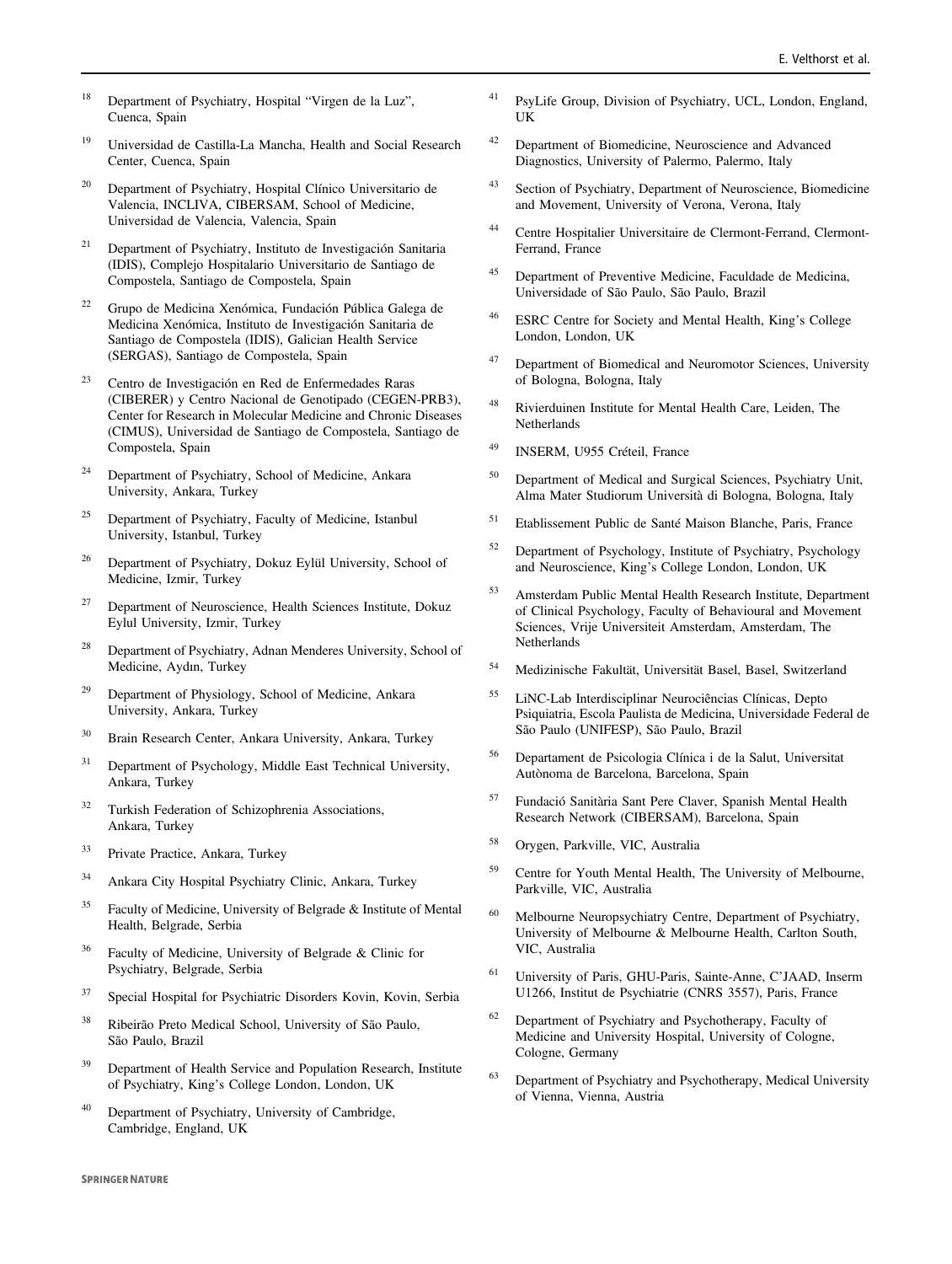[18] Department of Psychiatry, Hospital “Virgen de la Luz”, Cuenca, Spain

[19] Universidad de Castilla-La Mancha, Health and Social Research Center, Cuenca, Spain

[20] Department of Psychiatry, Hospital Clínico Universitario de Valencia, INCLIVA, CIBERSAM, School of Medicine, Universidad de Valencia, Valencia, Spain

[21] Department of Psychiatry, Instituto de Investigación Sanitaria (IDIS), Complejo Hospitalario Universitario de Santiago de Compostela, Santiago de Compostela, Spain

[22] Grupo de Medicina Xenómica, Fundación Pública Galega de Medicina Xenómica, Instituto de Investigación Sanitaria de Santiago de Compostela (IDIS), Galician Health Service (SERGAS), Santiago de Compostela, Spain

[23] Centro de Investigación en Red de Enfermedades Raras (CIBERER) y Centro Nacional de Genotipado (CEGEN-PRB3), Center for Research in Molecular Medicine and Chronic Diseases (CIMUS), Universidad de Santiago de Compostela, Santiago de Compostela, Spain

[24] Department of Psychiatry, School of Medicine, Ankara University, Ankara, Turkey

[25] Department of Psychiatry, Faculty of Medicine, Istanbul University, Istanbul, Turkey

[26] Department of Psychiatry, Dokuz Eylül University, School of Medicine, Izmir, Turkey

[27] Department of Neuroscience, Health Sciences Institute, Dokuz Eylul University, Izmir, Turkey

[28] Department of Psychiatry, Adnan Menderes University, School of Medicine, Aydın, Turkey

[29] Department of Physiology, School of Medicine, Ankara University, Ankara, Turkey

[30] Brain Research Center, Ankara University, Ankara, Turkey

[31] Department of Psychology, Middle East Technical University, Ankara, Turkey

[32] Turkish Federation of Schizophrenia Associations, Ankara, Turkey

[33] Private Practice, Ankara, Turkey

[34] Ankara City Hospital Psychiatry Clinic, Ankara, Turkey

[35] Faculty of Medicine, University of Belgrade & Institute of Mental Health, Belgrade, Serbia

[36] Faculty of Medicine, University of Belgrade & Clinic for Psychiatry, Belgrade, Serbia

[37] Special Hospital for Psychiatric Disorders Kovin, Kovin, Serbia

[38] Ribeirão Preto Medical School, University of São Paulo, São Paulo, Brazil

[39] Department of Health Service and Population Research, Institute of Psychiatry, King’s College London, London, UK

[40] Department of Psychiatry, University of Cambridge, Cambridge, England, UK

[41] PsyLife Group, Division of Psychiatry, UCL, London, England, UK

[42] Department of Biomedicine, Neuroscience and Advanced Diagnostics, University of Palermo, Palermo, Italy

[43] Section of Psychiatry, Department of Neuroscience, Biomedicine and Movement, University of Verona, Verona, Italy

[44] Centre Hospitalier Universitaire de Clermont-Ferrand, Clermont-Ferrand, France

[45] Department of Preventive Medicine, Faculdade de Medicina, Universidade de São Paulo, São Paulo, Brazil

[46] ESRC Centre for Society and Mental Health, King’s College London, London, UK

[47] Department of Biomedical and Neuromotor Sciences, University of Bologna, Bologna, Italy

[48] Rivierduinen Institute for Mental Health Care, Leiden, The Netherlands

[49] INSERM, U955 Créteil, France

[50] Department of Medical and Surgical Sciences, Psychiatry Unit, Alma Mater Studiorum Università di Bologna, Bologna, Italy

[51] Etablissement Public de Santé Maison Blanche, Paris, France

[52] Department of Psychology, Institute of Psychiatry, Psychology and Neuroscience, King’s College London, London, UK

[53] Amsterdam Public Mental Health Research Institute, Department of Clinical Psychology, Faculty of Behavioural and Movement Sciences, Vrije Universiteit Amsterdam, Amsterdam, The Netherlands

[54] Medizinische Fakultät, Universität Basel, Basel, Switzerland

[55] LiNC-Lab Interdisciplinar Neurociências Clínicas, Depto Psiquiatria, Escola Paulista de Medicina, Universidade Federal de São Paulo (UNIFESP), São Paulo, Brazil

[56] Departament de Psicologia Clínica i de la Salut, Universitat Autònoma de Barcelona, Barcelona, Spain

[57] Fundació Sanitària Sant Pere Claver, Spanish Mental Health Research Network (CIBERSAM), Barcelona, Spain

[58] Orygen, Parkville, VIC, Australia

[59] Centre for Youth Mental Health, The University of Melbourne, Parkville, VIC, Australia

[60] Melbourne Neuropsychiatry Centre, Department of Psychiatry, University of Melbourne & Melbourne Health, Carlton South, VIC, Australia

[61] University of Paris, GHU-Paris, Sainte-Anne, C’JAAD, Inserm U1266, Institut de Psychiatrie (CNRS 3557), Paris, France

[62] Department of Psychiatry and Psychotherapy, Faculty of Medicine and University Hospital, University of Cologne, Cologne, Germany

[63] Department of Psychiatry and Psychotherapy, Medical University of Vienna, Vienna, Austria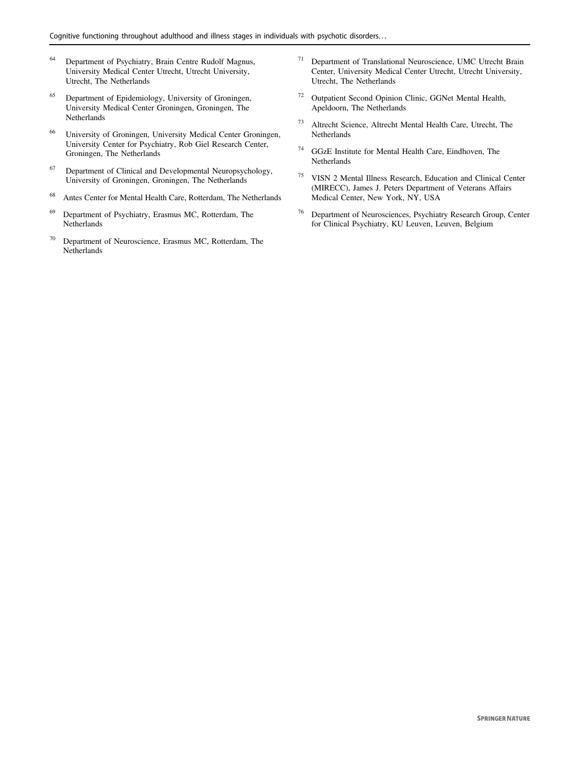[64] Department of Psychiatry, Brain Centre Rudolf Magnus, University Medical Center Utrecht, Utrecht University, Utrecht, The Netherlands

[65] Department of Epidemiology, University of Groningen, University Medical Center Groningen, Groningen, The Netherlands

[66] University of Groningen, University Medical Center Groningen, University Center for Psychiatry, Rob Giel Research Center, Groningen, The Netherlands

[67] Department of Clinical and Developmental Neuropsychology, University of Groningen, Groningen, The Netherlands

[68] Antes Center for Mental Health Care, Rotterdam, The Netherlands

[69] Department of Psychiatry, Erasmus MC, Rotterdam, The Netherlands

[70] Department of Neuroscience, Erasmus MC, Rotterdam, The Netherlands

[71] Department of Translational Neuroscience, UMC Utrecht Brain Center, University Medical Center Utrecht, Utrecht University, Utrecht, The Netherlands

[72] Outpatient Second Opinion Clinic, GGNet Mental Health, Apeldoorn, The Netherlands

[73] Altrecht Science, Altrecht Mental Health Care, Utrecht, The Netherlands

[74] GGzE Institute for Mental Health Care, Eindhoven, The Netherlands

[75] VISN 2 Mental Illness Research, Education and Clinical Center (MIRECC), James J. Peters Department of Veterans Affairs Medical Center, New York, NY, USA

[76] Department of Neurosciences, Psychiatry Research Group, Center for Clinical Psychiatry, KU Leuven, Leuven, Belgium